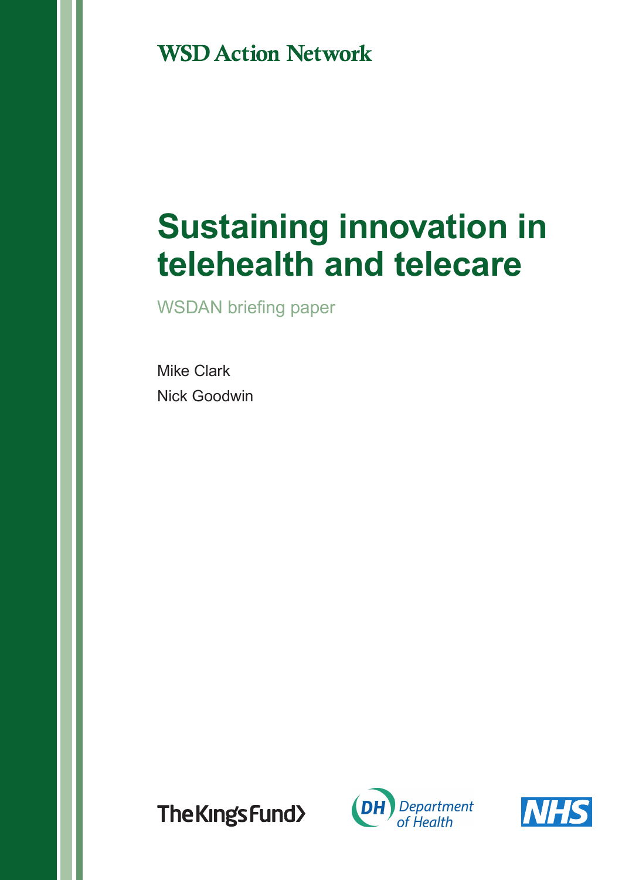WSD Action Network

# Sustaining innovation in telehealth and telecare

WSDAN briefing paper

Mike Clark

Nick Goodwin

The King's Fund

DH Department of Health

NHS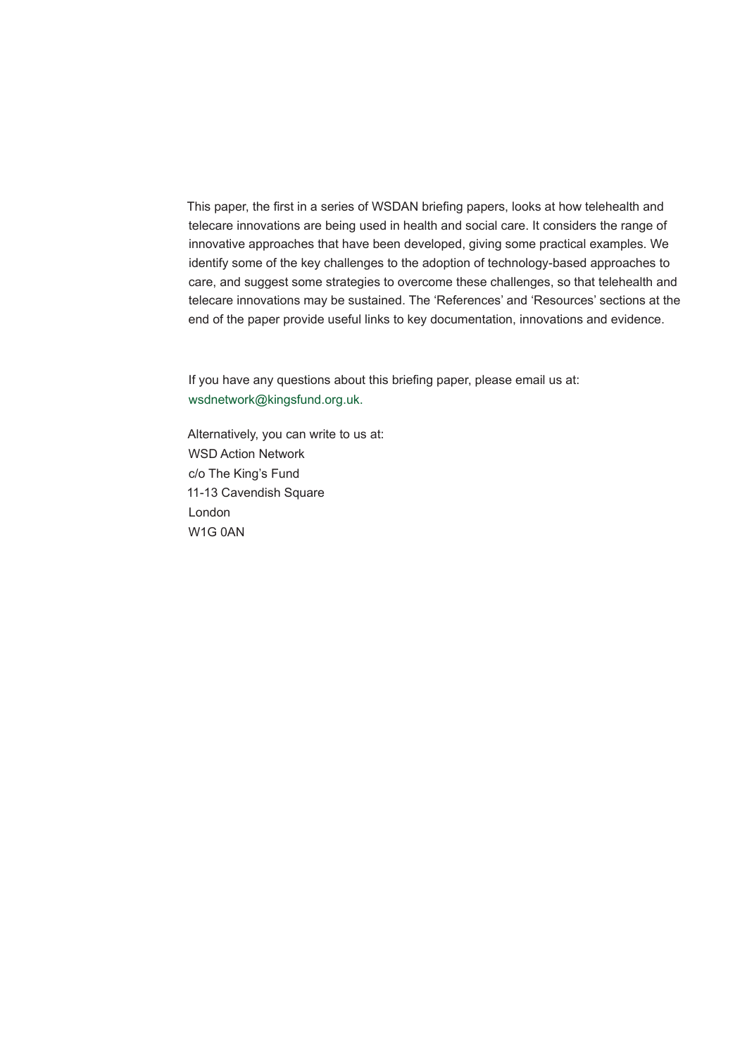This paper, the first in a series of WSDAN briefing papers, looks at how telehealth and telecare innovations are being used in health and social care. It considers the range of innovative approaches that have been developed, giving some practical examples. We identify some of the key challenges to the adoption of technology-based approaches to care, and suggest some strategies to overcome these challenges, so that telehealth and telecare innovations may be sustained. The 'References' and 'Resources' sections at the end of the paper provide useful links to key documentation, innovations and evidence.

If you have any questions about this briefing paper, please email us at:
wsdnetwork@kingsfund.org.uk.

Alternatively, you can write to us at:
WSD Action Network
c/o The King's Fund
11-13 Cavendish Square
London
W1G 0AN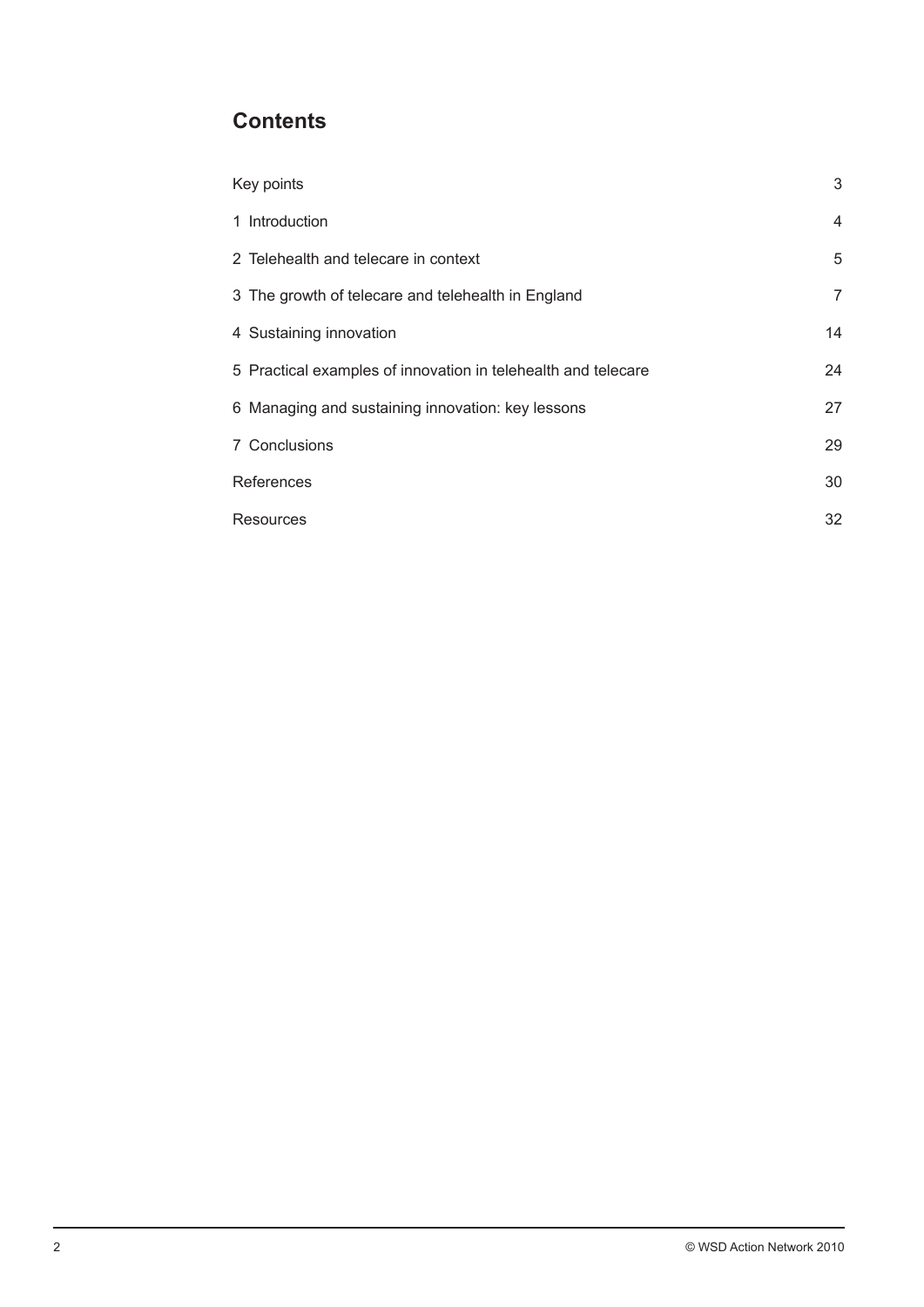## Contents

| | |
|---|---|
| Key points | 3 |
| 1 Introduction | 4 |
| 2 Telehealth and telecare in context | 5 |
| 3 The growth of telecare and telehealth in England | 7 |
| 4 Sustaining innovation | 14 |
| 5 Practical examples of innovation in telehealth and telecare | 24 |
| 6 Managing and sustaining innovation: key lessons | 27 |
| 7 Conclusions | 29 |
| References | 30 |
| Resources | 32 |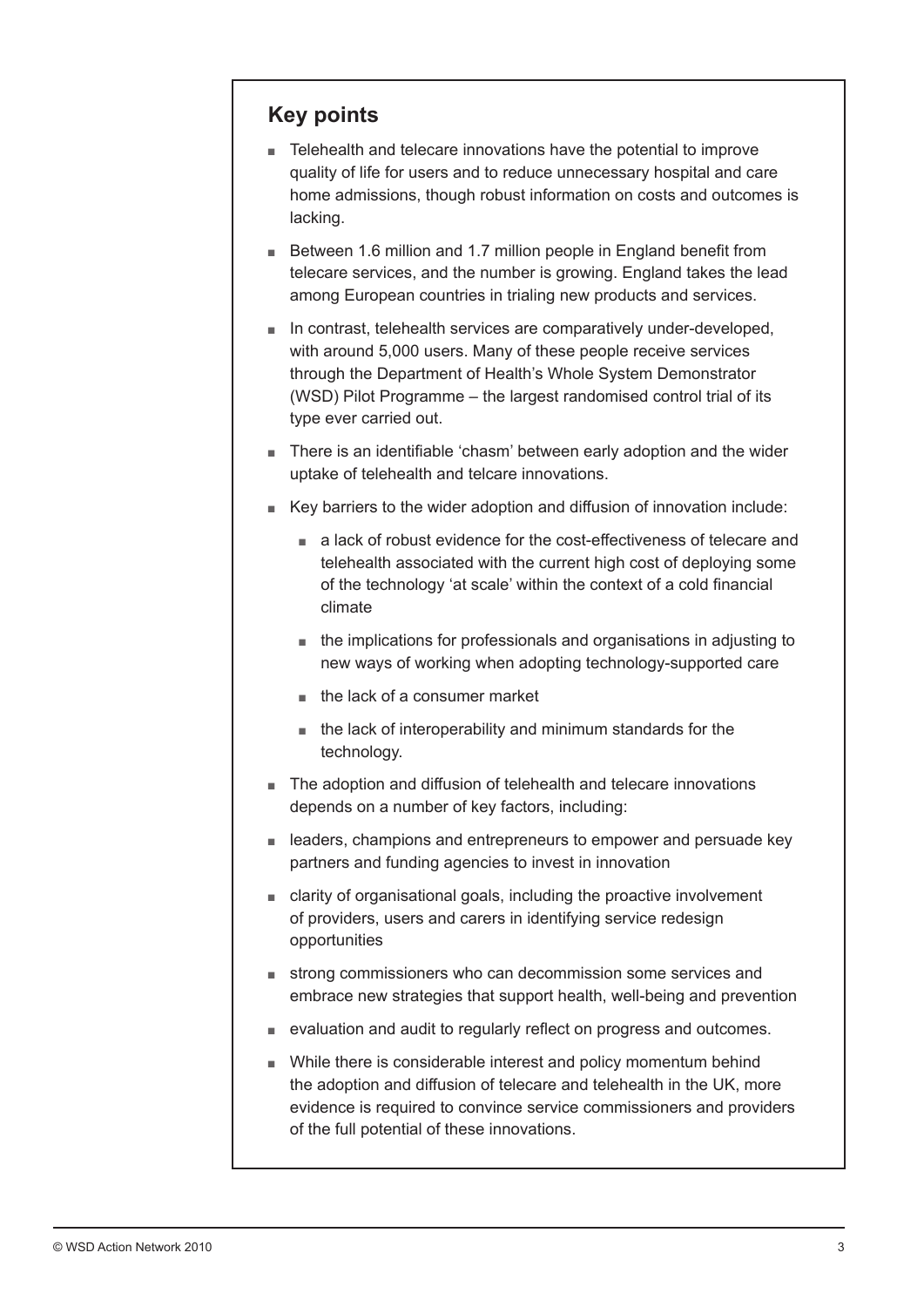## Key points

- Telehealth and telecare innovations have the potential to improve quality of life for users and to reduce unnecessary hospital and care home admissions, though robust information on costs and outcomes is lacking.
- Between 1.6 million and 1.7 million people in England benefit from telecare services, and the number is growing. England takes the lead among European countries in trialing new products and services.
- In contrast, telehealth services are comparatively under-developed, with around 5,000 users. Many of these people receive services through the Department of Health's Whole System Demonstrator (WSD) Pilot Programme – the largest randomised control trial of its type ever carried out.
- There is an identifiable 'chasm' between early adoption and the wider uptake of telehealth and telcare innovations.
- Key barriers to the wider adoption and diffusion of innovation include:
  - a lack of robust evidence for the cost-effectiveness of telecare and telehealth associated with the current high cost of deploying some of the technology 'at scale' within the context of a cold financial climate
  - the implications for professionals and organisations in adjusting to new ways of working when adopting technology-supported care
  - the lack of a consumer market
  - the lack of interoperability and minimum standards for the technology.
- The adoption and diffusion of telehealth and telecare innovations depends on a number of key factors, including:
- leaders, champions and entrepreneurs to empower and persuade key partners and funding agencies to invest in innovation
- clarity of organisational goals, including the proactive involvement of providers, users and carers in identifying service redesign opportunities
- strong commissioners who can decommission some services and embrace new strategies that support health, well-being and prevention
- evaluation and audit to regularly reflect on progress and outcomes.
- While there is considerable interest and policy momentum behind the adoption and diffusion of telecare and telehealth in the UK, more evidence is required to convince service commissioners and providers of the full potential of these innovations.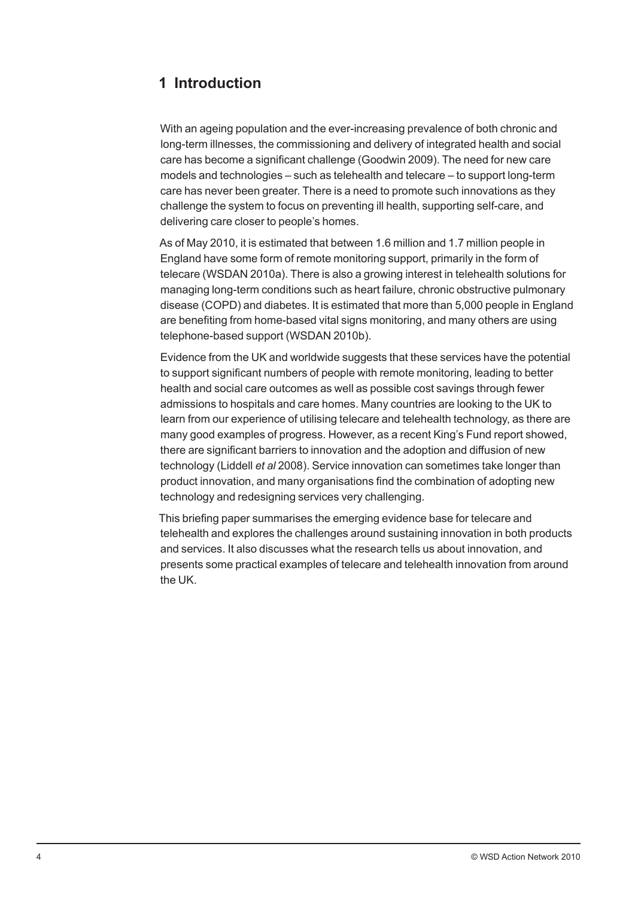# 1 Introduction

With an ageing population and the ever-increasing prevalence of both chronic and long-term illnesses, the commissioning and delivery of integrated health and social care has become a significant challenge (Goodwin 2009). The need for new care models and technologies – such as telehealth and telecare – to support long-term care has never been greater. There is a need to promote such innovations as they challenge the system to focus on preventing ill health, supporting self-care, and delivering care closer to people's homes.

As of May 2010, it is estimated that between 1.6 million and 1.7 million people in England have some form of remote monitoring support, primarily in the form of telecare (WSDAN 2010a). There is also a growing interest in telehealth solutions for managing long-term conditions such as heart failure, chronic obstructive pulmonary disease (COPD) and diabetes. It is estimated that more than 5,000 people in England are benefiting from home-based vital signs monitoring, and many others are using telephone-based support (WSDAN 2010b).

Evidence from the UK and worldwide suggests that these services have the potential to support significant numbers of people with remote monitoring, leading to better health and social care outcomes as well as possible cost savings through fewer admissions to hospitals and care homes. Many countries are looking to the UK to learn from our experience of utilising telecare and telehealth technology, as there are many good examples of progress. However, as a recent King's Fund report showed, there are significant barriers to innovation and the adoption and diffusion of new technology (Liddell *et al* 2008). Service innovation can sometimes take longer than product innovation, and many organisations find the combination of adopting new technology and redesigning services very challenging.

This briefing paper summarises the emerging evidence base for telecare and telehealth and explores the challenges around sustaining innovation in both products and services. It also discusses what the research tells us about innovation, and presents some practical examples of telecare and telehealth innovation from around the UK.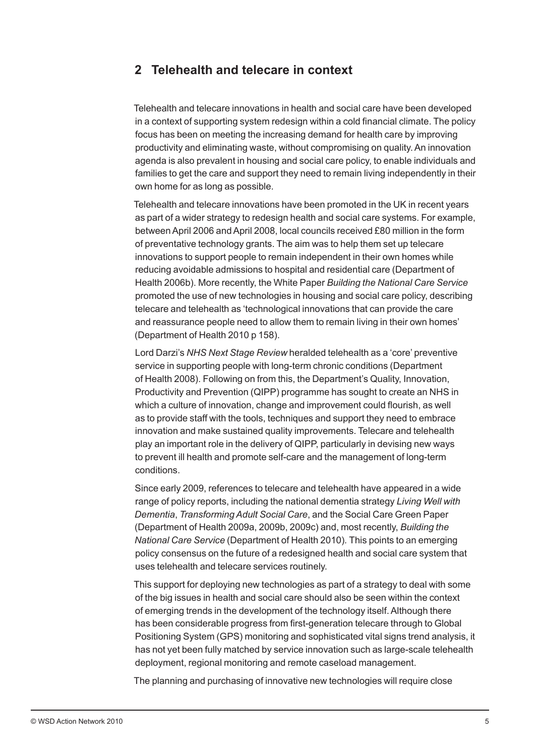## 2 Telehealth and telecare in context

Telehealth and telecare innovations in health and social care have been developed in a context of supporting system redesign within a cold financial climate. The policy focus has been on meeting the increasing demand for health care by improving productivity and eliminating waste, without compromising on quality. An innovation agenda is also prevalent in housing and social care policy, to enable individuals and families to get the care and support they need to remain living independently in their own home for as long as possible.

Telehealth and telecare innovations have been promoted in the UK in recent years as part of a wider strategy to redesign health and social care systems. For example, between April 2006 and April 2008, local councils received £80 million in the form of preventative technology grants. The aim was to help them set up telecare innovations to support people to remain independent in their own homes while reducing avoidable admissions to hospital and residential care (Department of Health 2006b). More recently, the White Paper *Building the National Care Service* promoted the use of new technologies in housing and social care policy, describing telecare and telehealth as 'technological innovations that can provide the care and reassurance people need to allow them to remain living in their own homes' (Department of Health 2010 p 158).

Lord Darzi's *NHS Next Stage Review* heralded telehealth as a 'core' preventive service in supporting people with long-term chronic conditions (Department of Health 2008). Following on from this, the Department's Quality, Innovation, Productivity and Prevention (QIPP) programme has sought to create an NHS in which a culture of innovation, change and improvement could flourish, as well as to provide staff with the tools, techniques and support they need to embrace innovation and make sustained quality improvements. Telecare and telehealth play an important role in the delivery of QIPP, particularly in devising new ways to prevent ill health and promote self-care and the management of long-term conditions.

Since early 2009, references to telecare and telehealth have appeared in a wide range of policy reports, including the national dementia strategy *Living Well with Dementia*, *Transforming Adult Social Care*, and the Social Care Green Paper (Department of Health 2009a, 2009b, 2009c) and, most recently, *Building the National Care Service* (Department of Health 2010). This points to an emerging policy consensus on the future of a redesigned health and social care system that uses telehealth and telecare services routinely.

This support for deploying new technologies as part of a strategy to deal with some of the big issues in health and social care should also be seen within the context of emerging trends in the development of the technology itself. Although there has been considerable progress from first-generation telecare through to Global Positioning System (GPS) monitoring and sophisticated vital signs trend analysis, it has not yet been fully matched by service innovation such as large-scale telehealth deployment, regional monitoring and remote caseload management.

The planning and purchasing of innovative new technologies will require close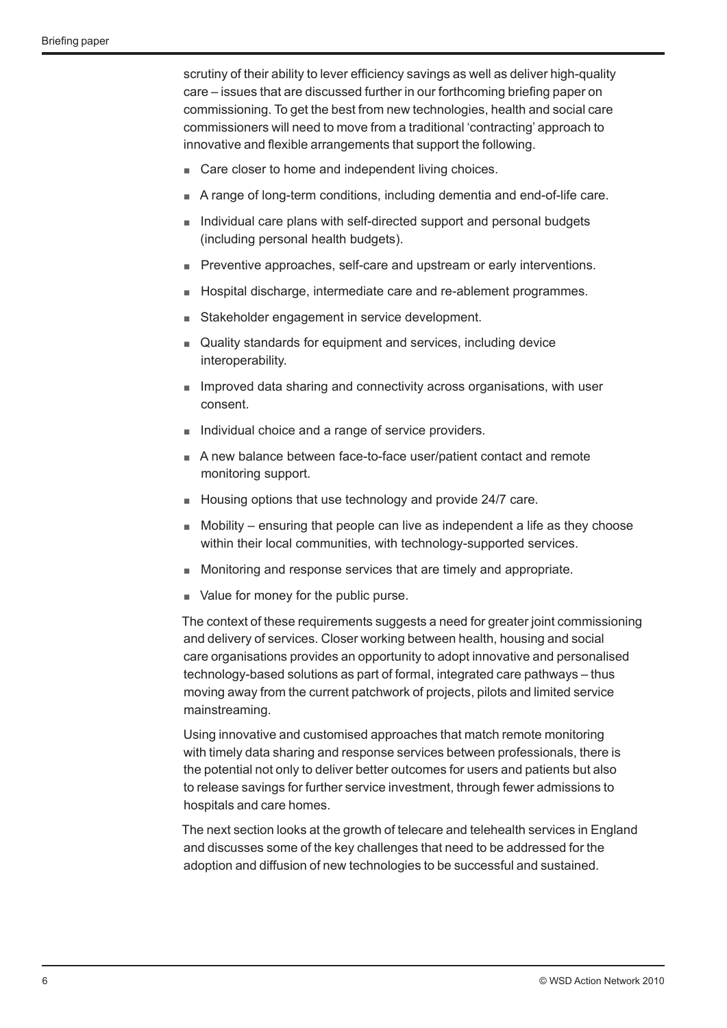scrutiny of their ability to lever efficiency savings as well as deliver high-quality care – issues that are discussed further in our forthcoming briefing paper on commissioning. To get the best from new technologies, health and social care commissioners will need to move from a traditional 'contracting' approach to innovative and flexible arrangements that support the following.

- Care closer to home and independent living choices.
- A range of long-term conditions, including dementia and end-of-life care.
- Individual care plans with self-directed support and personal budgets (including personal health budgets).
- Preventive approaches, self-care and upstream or early interventions.
- Hospital discharge, intermediate care and re-ablement programmes.
- Stakeholder engagement in service development.
- Quality standards for equipment and services, including device interoperability.
- Improved data sharing and connectivity across organisations, with user consent.
- Individual choice and a range of service providers.
- A new balance between face-to-face user/patient contact and remote monitoring support.
- Housing options that use technology and provide 24/7 care.
- Mobility – ensuring that people can live as independent a life as they choose within their local communities, with technology-supported services.
- Monitoring and response services that are timely and appropriate.
- Value for money for the public purse.

The context of these requirements suggests a need for greater joint commissioning and delivery of services. Closer working between health, housing and social care organisations provides an opportunity to adopt innovative and personalised technology-based solutions as part of formal, integrated care pathways – thus moving away from the current patchwork of projects, pilots and limited service mainstreaming.

Using innovative and customised approaches that match remote monitoring with timely data sharing and response services between professionals, there is the potential not only to deliver better outcomes for users and patients but also to release savings for further service investment, through fewer admissions to hospitals and care homes.

The next section looks at the growth of telecare and telehealth services in England and discusses some of the key challenges that need to be addressed for the adoption and diffusion of new technologies to be successful and sustained.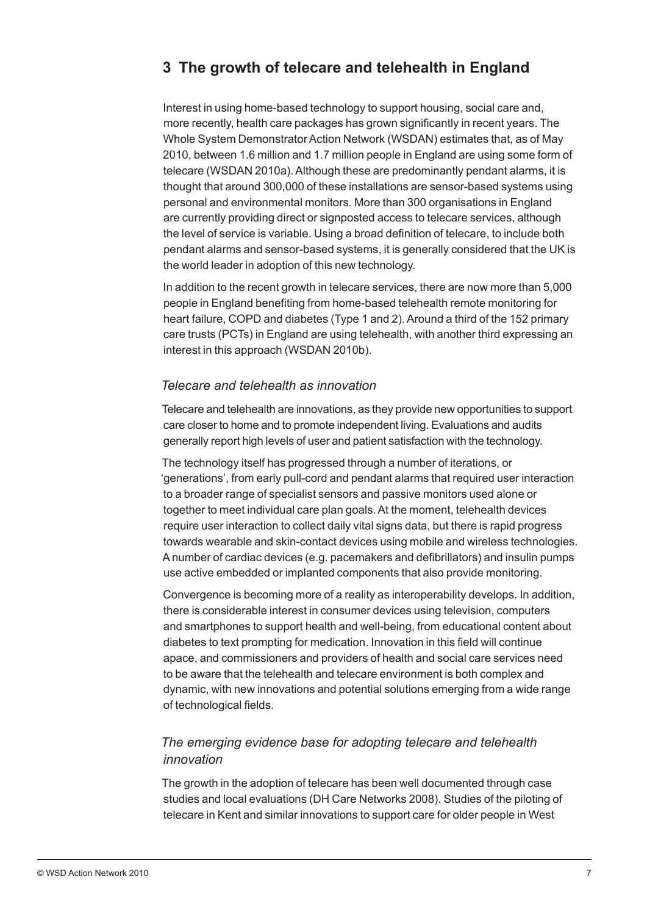## 3 The growth of telecare and telehealth in England

Interest in using home-based technology to support housing, social care and, more recently, health care packages has grown significantly in recent years. The Whole System Demonstrator Action Network (WSDAN) estimates that, as of May 2010, between 1.6 million and 1.7 million people in England are using some form of telecare (WSDAN 2010a). Although these are predominantly pendant alarms, it is thought that around 300,000 of these installations are sensor-based systems using personal and environmental monitors. More than 300 organisations in England are currently providing direct or signposted access to telecare services, although the level of service is variable. Using a broad definition of telecare, to include both pendant alarms and sensor-based systems, it is generally considered that the UK is the world leader in adoption of this new technology.

In addition to the recent growth in telecare services, there are now more than 5,000 people in England benefiting from home-based telehealth remote monitoring for heart failure, COPD and diabetes (Type 1 and 2). Around a third of the 152 primary care trusts (PCTs) in England are using telehealth, with another third expressing an interest in this approach (WSDAN 2010b).

### *Telecare and telehealth as innovation*

Telecare and telehealth are innovations, as they provide new opportunities to support care closer to home and to promote independent living. Evaluations and audits generally report high levels of user and patient satisfaction with the technology.

The technology itself has progressed through a number of iterations, or 'generations', from early pull-cord and pendant alarms that required user interaction to a broader range of specialist sensors and passive monitors used alone or together to meet individual care plan goals. At the moment, telehealth devices require user interaction to collect daily vital signs data, but there is rapid progress towards wearable and skin-contact devices using mobile and wireless technologies. A number of cardiac devices (e.g. pacemakers and defibrillators) and insulin pumps use active embedded or implanted components that also provide monitoring.

Convergence is becoming more of a reality as interoperability develops. In addition, there is considerable interest in consumer devices using television, computers and smartphones to support health and well-being, from educational content about diabetes to text prompting for medication. Innovation in this field will continue apace, and commissioners and providers of health and social care services need to be aware that the telehealth and telecare environment is both complex and dynamic, with new innovations and potential solutions emerging from a wide range of technological fields.

### *The emerging evidence base for adopting telecare and telehealth innovation*

The growth in the adoption of telecare has been well documented through case studies and local evaluations (DH Care Networks 2008). Studies of the piloting of telecare in Kent and similar innovations to support care for older people in West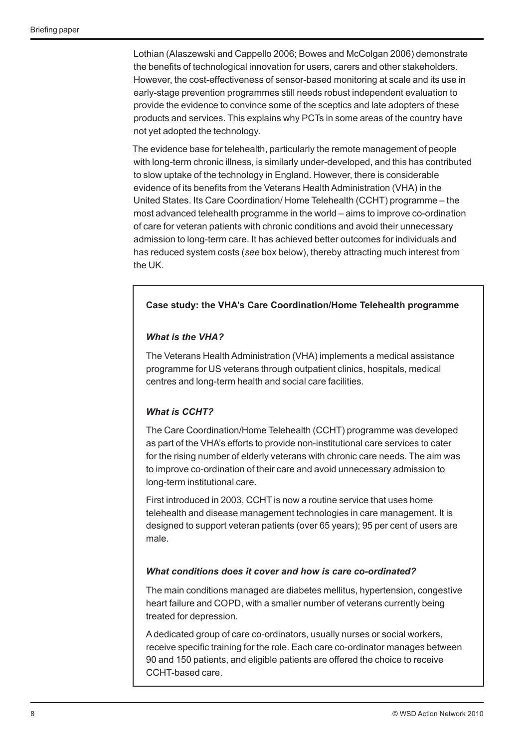Lothian (Alaszewski and Cappello 2006; Bowes and McColgan 2006) demonstrate the benefits of technological innovation for users, carers and other stakeholders. However, the cost-effectiveness of sensor-based monitoring at scale and its use in early-stage prevention programmes still needs robust independent evaluation to provide the evidence to convince some of the sceptics and late adopters of these products and services. This explains why PCTs in some areas of the country have not yet adopted the technology.

The evidence base for telehealth, particularly the remote management of people with long-term chronic illness, is similarly under-developed, and this has contributed to slow uptake of the technology in England. However, there is considerable evidence of its benefits from the Veterans Health Administration (VHA) in the United States. Its Care Coordination/ Home Telehealth (CCHT) programme – the most advanced telehealth programme in the world – aims to improve co-ordination of care for veteran patients with chronic conditions and avoid their unnecessary admission to long-term care. It has achieved better outcomes for individuals and has reduced system costs (*see* box below), thereby attracting much interest from the UK.

**Case study: the VHA's Care Coordination/Home Telehealth programme**

***What is the VHA?***

The Veterans Health Administration (VHA) implements a medical assistance programme for US veterans through outpatient clinics, hospitals, medical centres and long-term health and social care facilities.

***What is CCHT?***

The Care Coordination/Home Telehealth (CCHT) programme was developed as part of the VHA's efforts to provide non-institutional care services to cater for the rising number of elderly veterans with chronic care needs. The aim was to improve co-ordination of their care and avoid unnecessary admission to long-term institutional care.

First introduced in 2003, CCHT is now a routine service that uses home telehealth and disease management technologies in care management. It is designed to support veteran patients (over 65 years); 95 per cent of users are male.

***What conditions does it cover and how is care co-ordinated?***

The main conditions managed are diabetes mellitus, hypertension, congestive heart failure and COPD, with a smaller number of veterans currently being treated for depression.

A dedicated group of care co-ordinators, usually nurses or social workers, receive specific training for the role. Each care co-ordinator manages between 90 and 150 patients, and eligible patients are offered the choice to receive CCHT-based care.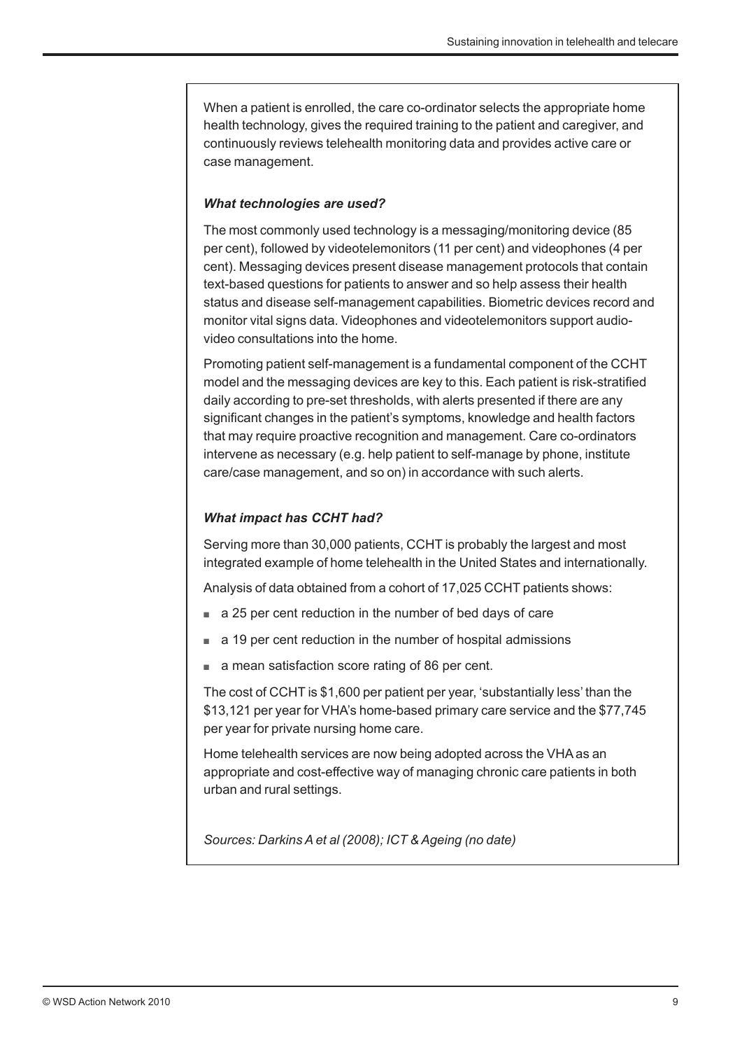When a patient is enrolled, the care co-ordinator selects the appropriate home health technology, gives the required training to the patient and caregiver, and continuously reviews telehealth monitoring data and provides active care or case management.

***What technologies are used?***

The most commonly used technology is a messaging/monitoring device (85 per cent), followed by videotelemonitors (11 per cent) and videophones (4 per cent). Messaging devices present disease management protocols that contain text-based questions for patients to answer and so help assess their health status and disease self-management capabilities. Biometric devices record and monitor vital signs data. Videophones and videotelemonitors support audio-video consultations into the home.

Promoting patient self-management is a fundamental component of the CCHT model and the messaging devices are key to this. Each patient is risk-stratified daily according to pre-set thresholds, with alerts presented if there are any significant changes in the patient's symptoms, knowledge and health factors that may require proactive recognition and management. Care co-ordinators intervene as necessary (e.g. help patient to self-manage by phone, institute care/case management, and so on) in accordance with such alerts.

***What impact has CCHT had?***

Serving more than 30,000 patients, CCHT is probably the largest and most integrated example of home telehealth in the United States and internationally.

Analysis of data obtained from a cohort of 17,025 CCHT patients shows:

- a 25 per cent reduction in the number of bed days of care
- a 19 per cent reduction in the number of hospital admissions
- a mean satisfaction score rating of 86 per cent.

The cost of CCHT is $1,600 per patient per year, 'substantially less' than the $13,121 per year for VHA's home-based primary care service and the $77,745 per year for private nursing home care.

Home telehealth services are now being adopted across the VHA as an appropriate and cost-effective way of managing chronic care patients in both urban and rural settings.

*Sources: Darkins A et al (2008); ICT & Ageing (no date)*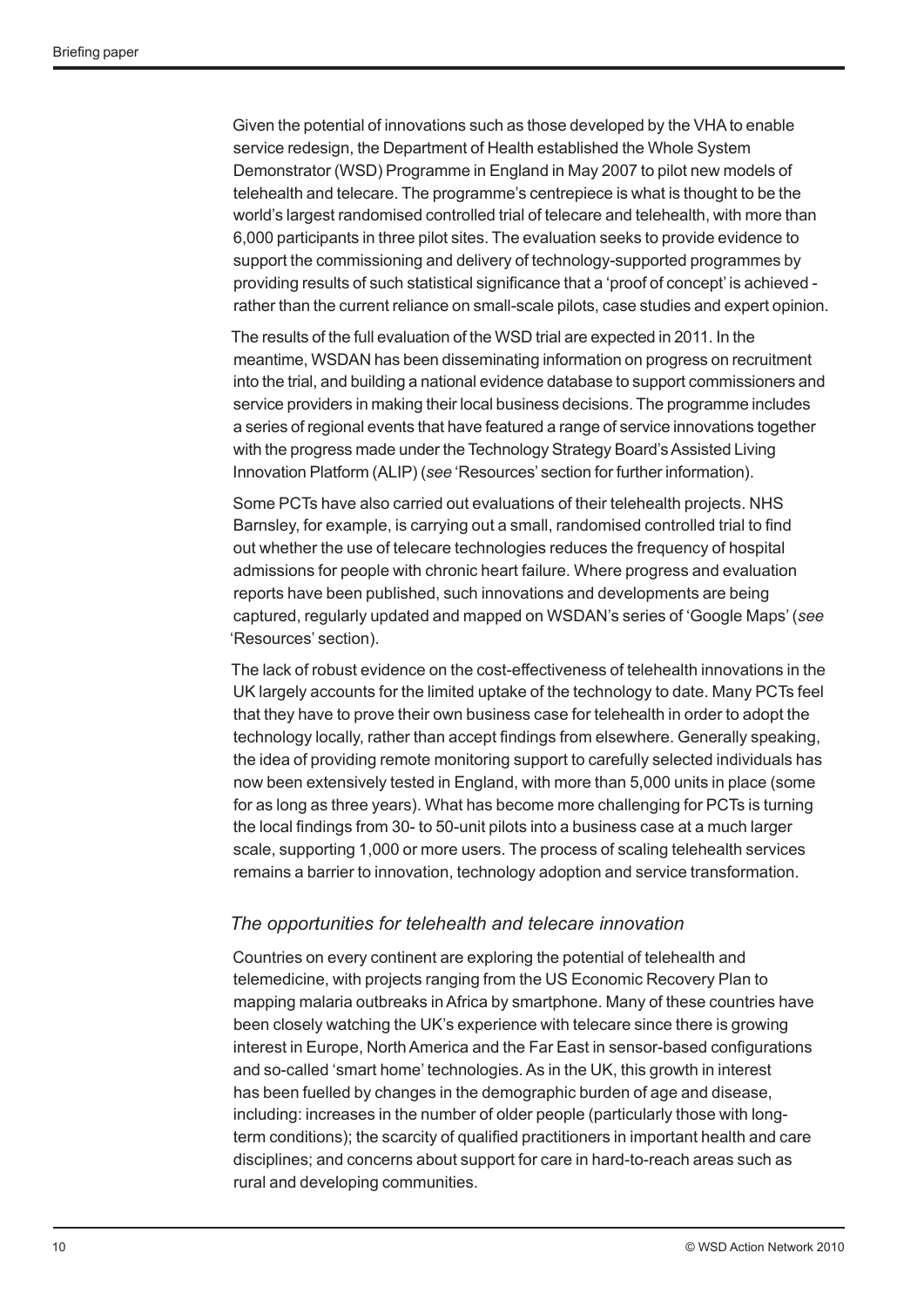Given the potential of innovations such as those developed by the VHA to enable service redesign, the Department of Health established the Whole System Demonstrator (WSD) Programme in England in May 2007 to pilot new models of telehealth and telecare. The programme's centrepiece is what is thought to be the world's largest randomised controlled trial of telecare and telehealth, with more than 6,000 participants in three pilot sites. The evaluation seeks to provide evidence to support the commissioning and delivery of technology-supported programmes by providing results of such statistical significance that a 'proof of concept' is achieved - rather than the current reliance on small-scale pilots, case studies and expert opinion.

The results of the full evaluation of the WSD trial are expected in 2011. In the meantime, WSDAN has been disseminating information on progress on recruitment into the trial, and building a national evidence database to support commissioners and service providers in making their local business decisions. The programme includes a series of regional events that have featured a range of service innovations together with the progress made under the Technology Strategy Board's Assisted Living Innovation Platform (ALIP) (*see* 'Resources' section for further information).

Some PCTs have also carried out evaluations of their telehealth projects. NHS Barnsley, for example, is carrying out a small, randomised controlled trial to find out whether the use of telecare technologies reduces the frequency of hospital admissions for people with chronic heart failure. Where progress and evaluation reports have been published, such innovations and developments are being captured, regularly updated and mapped on WSDAN's series of 'Google Maps' (*see* 'Resources' section).

The lack of robust evidence on the cost-effectiveness of telehealth innovations in the UK largely accounts for the limited uptake of the technology to date. Many PCTs feel that they have to prove their own business case for telehealth in order to adopt the technology locally, rather than accept findings from elsewhere. Generally speaking, the idea of providing remote monitoring support to carefully selected individuals has now been extensively tested in England, with more than 5,000 units in place (some for as long as three years). What has become more challenging for PCTs is turning the local findings from 30- to 50-unit pilots into a business case at a much larger scale, supporting 1,000 or more users. The process of scaling telehealth services remains a barrier to innovation, technology adoption and service transformation.

### *The opportunities for telehealth and telecare innovation*

Countries on every continent are exploring the potential of telehealth and telemedicine, with projects ranging from the US Economic Recovery Plan to mapping malaria outbreaks in Africa by smartphone. Many of these countries have been closely watching the UK's experience with telecare since there is growing interest in Europe, North America and the Far East in sensor-based configurations and so-called 'smart home' technologies. As in the UK, this growth in interest has been fuelled by changes in the demographic burden of age and disease, including: increases in the number of older people (particularly those with long-term conditions); the scarcity of qualified practitioners in important health and care disciplines; and concerns about support for care in hard-to-reach areas such as rural and developing communities.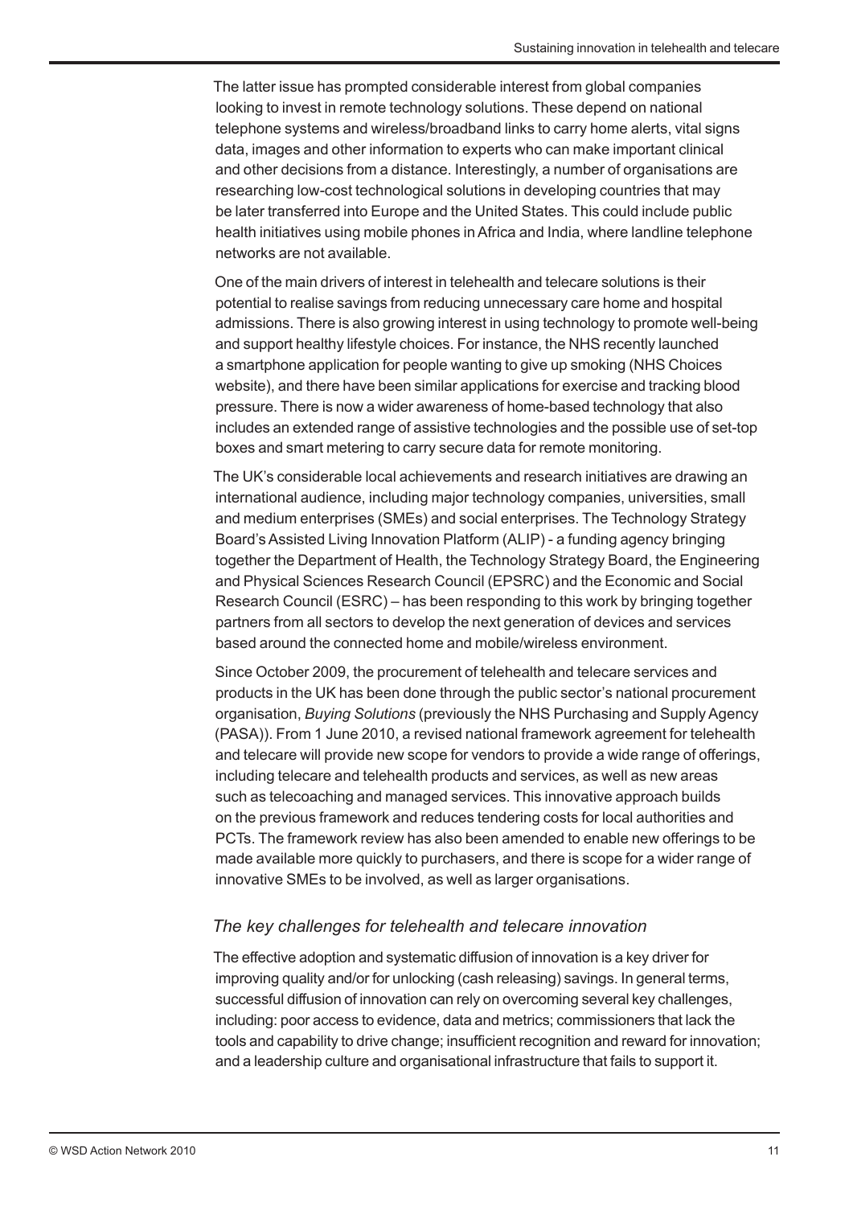The latter issue has prompted considerable interest from global companies looking to invest in remote technology solutions. These depend on national telephone systems and wireless/broadband links to carry home alerts, vital signs data, images and other information to experts who can make important clinical and other decisions from a distance. Interestingly, a number of organisations are researching low-cost technological solutions in developing countries that may be later transferred into Europe and the United States. This could include public health initiatives using mobile phones in Africa and India, where landline telephone networks are not available.

One of the main drivers of interest in telehealth and telecare solutions is their potential to realise savings from reducing unnecessary care home and hospital admissions. There is also growing interest in using technology to promote well-being and support healthy lifestyle choices. For instance, the NHS recently launched a smartphone application for people wanting to give up smoking (NHS Choices website), and there have been similar applications for exercise and tracking blood pressure. There is now a wider awareness of home-based technology that also includes an extended range of assistive technologies and the possible use of set-top boxes and smart metering to carry secure data for remote monitoring.

The UK's considerable local achievements and research initiatives are drawing an international audience, including major technology companies, universities, small and medium enterprises (SMEs) and social enterprises. The Technology Strategy Board's Assisted Living Innovation Platform (ALIP) - a funding agency bringing together the Department of Health, the Technology Strategy Board, the Engineering and Physical Sciences Research Council (EPSRC) and the Economic and Social Research Council (ESRC) – has been responding to this work by bringing together partners from all sectors to develop the next generation of devices and services based around the connected home and mobile/wireless environment.

Since October 2009, the procurement of telehealth and telecare services and products in the UK has been done through the public sector's national procurement organisation, *Buying Solutions* (previously the NHS Purchasing and Supply Agency (PASA)). From 1 June 2010, a revised national framework agreement for telehealth and telecare will provide new scope for vendors to provide a wide range of offerings, including telecare and telehealth products and services, as well as new areas such as telecoaching and managed services. This innovative approach builds on the previous framework and reduces tendering costs for local authorities and PCTs. The framework review has also been amended to enable new offerings to be made available more quickly to purchasers, and there is scope for a wider range of innovative SMEs to be involved, as well as larger organisations.

### *The key challenges for telehealth and telecare innovation*

The effective adoption and systematic diffusion of innovation is a key driver for improving quality and/or for unlocking (cash releasing) savings. In general terms, successful diffusion of innovation can rely on overcoming several key challenges, including: poor access to evidence, data and metrics; commissioners that lack the tools and capability to drive change; insufficient recognition and reward for innovation; and a leadership culture and organisational infrastructure that fails to support it.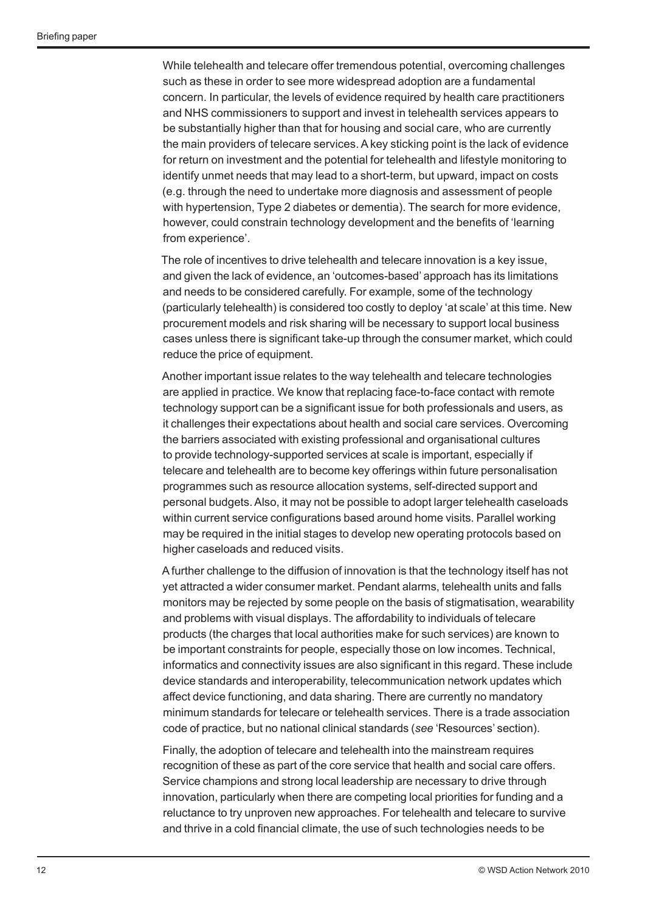While telehealth and telecare offer tremendous potential, overcoming challenges such as these in order to see more widespread adoption are a fundamental concern. In particular, the levels of evidence required by health care practitioners and NHS commissioners to support and invest in telehealth services appears to be substantially higher than that for housing and social care, who are currently the main providers of telecare services. A key sticking point is the lack of evidence for return on investment and the potential for telehealth and lifestyle monitoring to identify unmet needs that may lead to a short-term, but upward, impact on costs (e.g. through the need to undertake more diagnosis and assessment of people with hypertension, Type 2 diabetes or dementia). The search for more evidence, however, could constrain technology development and the benefits of 'learning from experience'.

The role of incentives to drive telehealth and telecare innovation is a key issue, and given the lack of evidence, an 'outcomes-based' approach has its limitations and needs to be considered carefully. For example, some of the technology (particularly telehealth) is considered too costly to deploy 'at scale' at this time. New procurement models and risk sharing will be necessary to support local business cases unless there is significant take-up through the consumer market, which could reduce the price of equipment.

Another important issue relates to the way telehealth and telecare technologies are applied in practice. We know that replacing face-to-face contact with remote technology support can be a significant issue for both professionals and users, as it challenges their expectations about health and social care services. Overcoming the barriers associated with existing professional and organisational cultures to provide technology-supported services at scale is important, especially if telecare and telehealth are to become key offerings within future personalisation programmes such as resource allocation systems, self-directed support and personal budgets. Also, it may not be possible to adopt larger telehealth caseloads within current service configurations based around home visits. Parallel working may be required in the initial stages to develop new operating protocols based on higher caseloads and reduced visits.

A further challenge to the diffusion of innovation is that the technology itself has not yet attracted a wider consumer market. Pendant alarms, telehealth units and falls monitors may be rejected by some people on the basis of stigmatisation, wearability and problems with visual displays. The affordability to individuals of telecare products (the charges that local authorities make for such services) are known to be important constraints for people, especially those on low incomes. Technical, informatics and connectivity issues are also significant in this regard. These include device standards and interoperability, telecommunication network updates which affect device functioning, and data sharing. There are currently no mandatory minimum standards for telecare or telehealth services. There is a trade association code of practice, but no national clinical standards (*see* 'Resources' section).

Finally, the adoption of telecare and telehealth into the mainstream requires recognition of these as part of the core service that health and social care offers. Service champions and strong local leadership are necessary to drive through innovation, particularly when there are competing local priorities for funding and a reluctance to try unproven new approaches. For telehealth and telecare to survive and thrive in a cold financial climate, the use of such technologies needs to be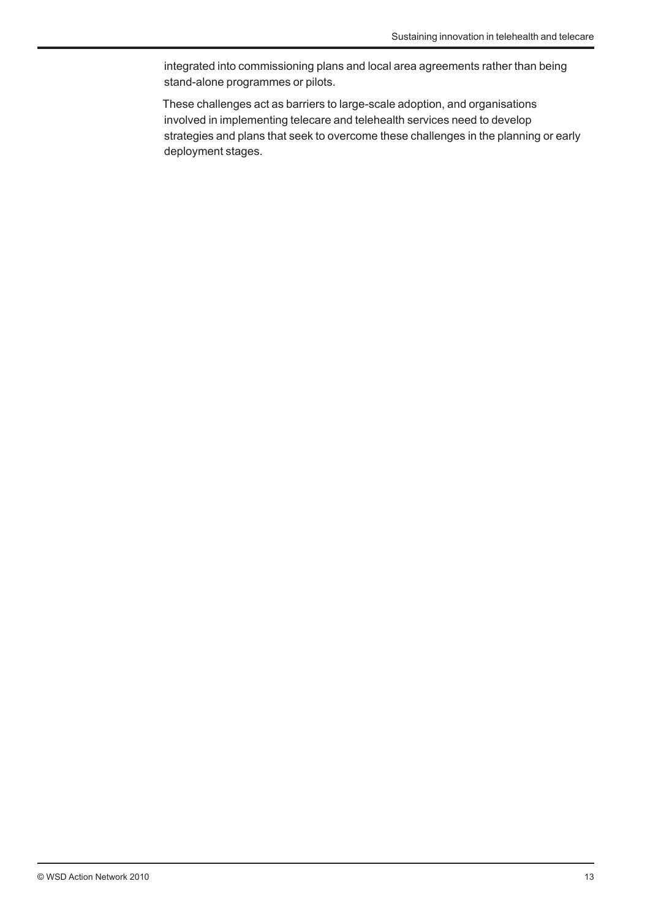integrated into commissioning plans and local area agreements rather than being stand-alone programmes or pilots.

These challenges act as barriers to large-scale adoption, and organisations involved in implementing telecare and telehealth services need to develop strategies and plans that seek to overcome these challenges in the planning or early deployment stages.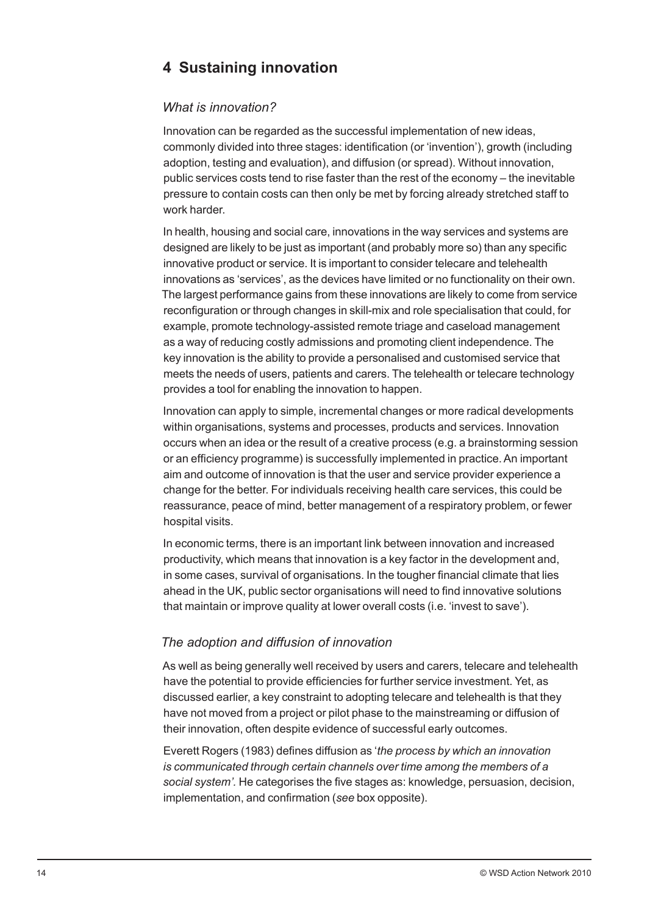## 4 Sustaining innovation

### *What is innovation?*

Innovation can be regarded as the successful implementation of new ideas, commonly divided into three stages: identification (or 'invention'), growth (including adoption, testing and evaluation), and diffusion (or spread). Without innovation, public services costs tend to rise faster than the rest of the economy – the inevitable pressure to contain costs can then only be met by forcing already stretched staff to work harder.

In health, housing and social care, innovations in the way services and systems are designed are likely to be just as important (and probably more so) than any specific innovative product or service. It is important to consider telecare and telehealth innovations as 'services', as the devices have limited or no functionality on their own. The largest performance gains from these innovations are likely to come from service reconfiguration or through changes in skill-mix and role specialisation that could, for example, promote technology-assisted remote triage and caseload management as a way of reducing costly admissions and promoting client independence. The key innovation is the ability to provide a personalised and customised service that meets the needs of users, patients and carers. The telehealth or telecare technology provides a tool for enabling the innovation to happen.

Innovation can apply to simple, incremental changes or more radical developments within organisations, systems and processes, products and services. Innovation occurs when an idea or the result of a creative process (e.g. a brainstorming session or an efficiency programme) is successfully implemented in practice. An important aim and outcome of innovation is that the user and service provider experience a change for the better. For individuals receiving health care services, this could be reassurance, peace of mind, better management of a respiratory problem, or fewer hospital visits.

In economic terms, there is an important link between innovation and increased productivity, which means that innovation is a key factor in the development and, in some cases, survival of organisations. In the tougher financial climate that lies ahead in the UK, public sector organisations will need to find innovative solutions that maintain or improve quality at lower overall costs (i.e. 'invest to save').

### *The adoption and diffusion of innovation*

As well as being generally well received by users and carers, telecare and telehealth have the potential to provide efficiencies for further service investment. Yet, as discussed earlier, a key constraint to adopting telecare and telehealth is that they have not moved from a project or pilot phase to the mainstreaming or diffusion of their innovation, often despite evidence of successful early outcomes.

Everett Rogers (1983) defines diffusion as '*the process by which an innovation is communicated through certain channels over time among the members of a social system'.* He categorises the five stages as: knowledge, persuasion, decision, implementation, and confirmation (*see* box opposite).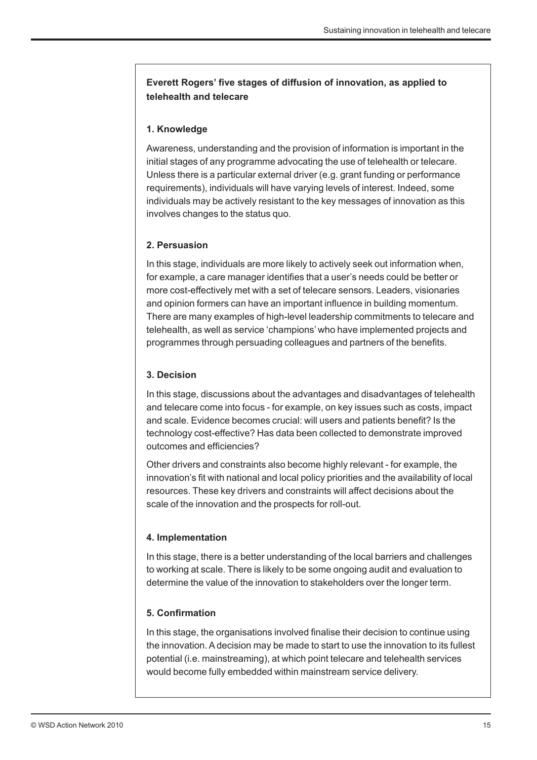**Everett Rogers' five stages of diffusion of innovation, as applied to telehealth and telecare**

**1. Knowledge**

Awareness, understanding and the provision of information is important in the initial stages of any programme advocating the use of telehealth or telecare. Unless there is a particular external driver (e.g. grant funding or performance requirements), individuals will have varying levels of interest. Indeed, some individuals may be actively resistant to the key messages of innovation as this involves changes to the status quo.

**2. Persuasion**

In this stage, individuals are more likely to actively seek out information when, for example, a care manager identifies that a user's needs could be better or more cost-effectively met with a set of telecare sensors. Leaders, visionaries and opinion formers can have an important influence in building momentum. There are many examples of high-level leadership commitments to telecare and telehealth, as well as service 'champions' who have implemented projects and programmes through persuading colleagues and partners of the benefits.

**3. Decision**

In this stage, discussions about the advantages and disadvantages of telehealth and telecare come into focus - for example, on key issues such as costs, impact and scale. Evidence becomes crucial: will users and patients benefit? Is the technology cost-effective? Has data been collected to demonstrate improved outcomes and efficiencies?

Other drivers and constraints also become highly relevant - for example, the innovation's fit with national and local policy priorities and the availability of local resources. These key drivers and constraints will affect decisions about the scale of the innovation and the prospects for roll-out.

**4. Implementation**

In this stage, there is a better understanding of the local barriers and challenges to working at scale. There is likely to be some ongoing audit and evaluation to determine the value of the innovation to stakeholders over the longer term.

**5. Confirmation**

In this stage, the organisations involved finalise their decision to continue using the innovation. A decision may be made to start to use the innovation to its fullest potential (i.e. mainstreaming), at which point telecare and telehealth services would become fully embedded within mainstream service delivery.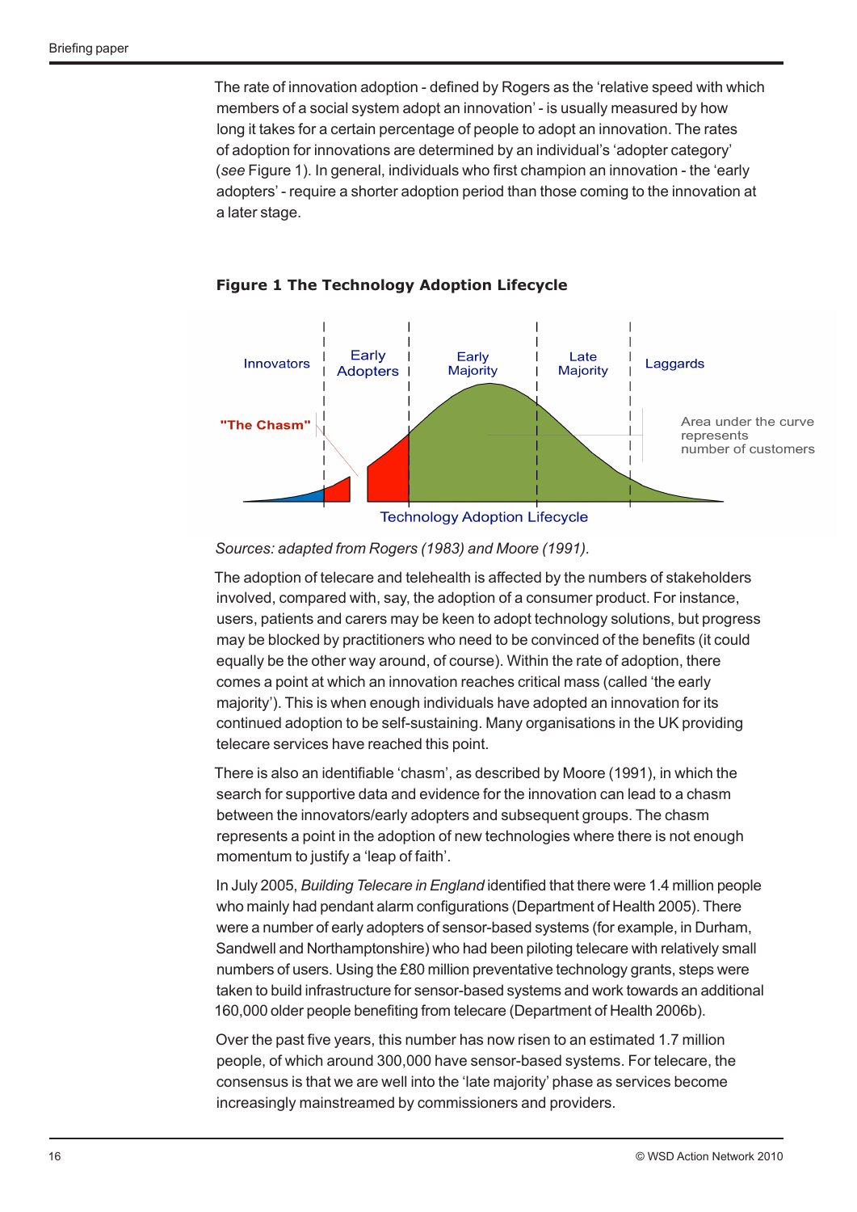The rate of innovation adoption - defined by Rogers as the 'relative speed with which members of a social system adopt an innovation' - is usually measured by how long it takes for a certain percentage of people to adopt an innovation. The rates of adoption for innovations are determined by an individual's 'adopter category' (*see* Figure 1). In general, individuals who first champion an innovation - the 'early adopters' - require a shorter adoption period than those coming to the innovation at a later stage.

**Figure 1 The Technology Adoption Lifecycle**

*Sources: adapted from Rogers (1983) and Moore (1991).*

The adoption of telecare and telehealth is affected by the numbers of stakeholders involved, compared with, say, the adoption of a consumer product. For instance, users, patients and carers may be keen to adopt technology solutions, but progress may be blocked by practitioners who need to be convinced of the benefits (it could equally be the other way around, of course). Within the rate of adoption, there comes a point at which an innovation reaches critical mass (called 'the early majority'). This is when enough individuals have adopted an innovation for its continued adoption to be self-sustaining. Many organisations in the UK providing telecare services have reached this point.

There is also an identifiable 'chasm', as described by Moore (1991), in which the search for supportive data and evidence for the innovation can lead to a chasm between the innovators/early adopters and subsequent groups. The chasm represents a point in the adoption of new technologies where there is not enough momentum to justify a 'leap of faith'.

In July 2005, *Building Telecare in England* identified that there were 1.4 million people who mainly had pendant alarm configurations (Department of Health 2005). There were a number of early adopters of sensor-based systems (for example, in Durham, Sandwell and Northamptonshire) who had been piloting telecare with relatively small numbers of users. Using the £80 million preventative technology grants, steps were taken to build infrastructure for sensor-based systems and work towards an additional 160,000 older people benefiting from telecare (Department of Health 2006b).

Over the past five years, this number has now risen to an estimated 1.7 million people, of which around 300,000 have sensor-based systems. For telecare, the consensus is that we are well into the 'late majority' phase as services become increasingly mainstreamed by commissioners and providers.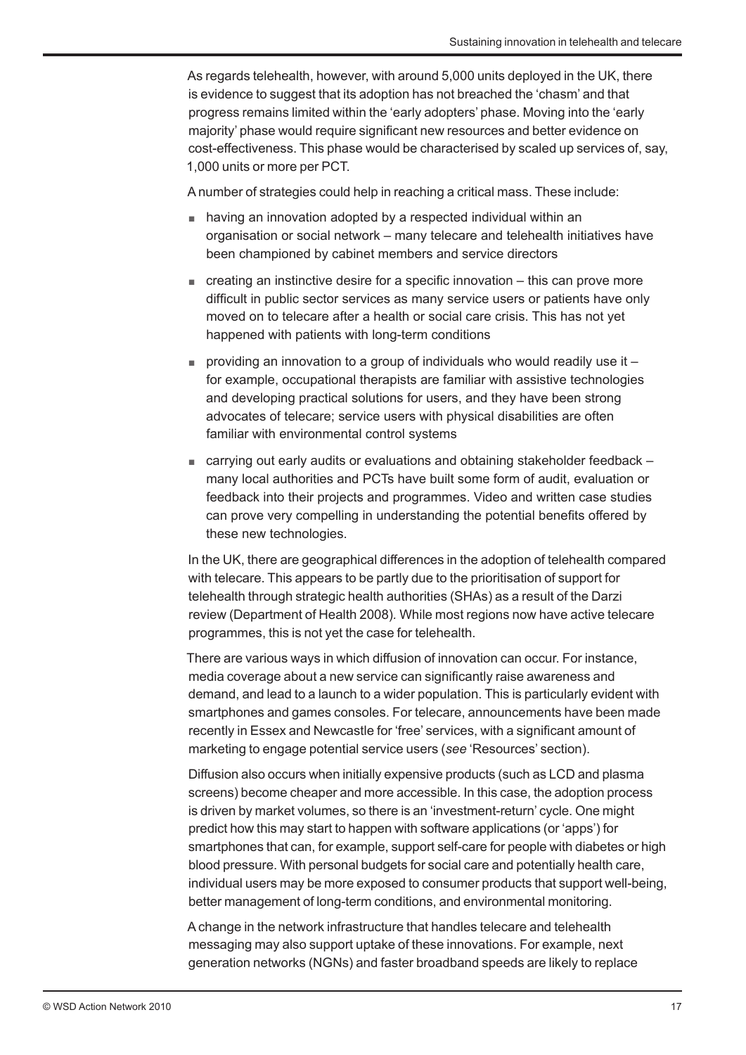As regards telehealth, however, with around 5,000 units deployed in the UK, there is evidence to suggest that its adoption has not breached the 'chasm' and that progress remains limited within the 'early adopters' phase. Moving into the 'early majority' phase would require significant new resources and better evidence on cost-effectiveness. This phase would be characterised by scaled up services of, say, 1,000 units or more per PCT.

A number of strategies could help in reaching a critical mass. These include:

- having an innovation adopted by a respected individual within an organisation or social network – many telecare and telehealth initiatives have been championed by cabinet members and service directors
- creating an instinctive desire for a specific innovation – this can prove more difficult in public sector services as many service users or patients have only moved on to telecare after a health or social care crisis. This has not yet happened with patients with long-term conditions
- providing an innovation to a group of individuals who would readily use it – for example, occupational therapists are familiar with assistive technologies and developing practical solutions for users, and they have been strong advocates of telecare; service users with physical disabilities are often familiar with environmental control systems
- carrying out early audits or evaluations and obtaining stakeholder feedback – many local authorities and PCTs have built some form of audit, evaluation or feedback into their projects and programmes. Video and written case studies can prove very compelling in understanding the potential benefits offered by these new technologies.

In the UK, there are geographical differences in the adoption of telehealth compared with telecare. This appears to be partly due to the prioritisation of support for telehealth through strategic health authorities (SHAs) as a result of the Darzi review (Department of Health 2008). While most regions now have active telecare programmes, this is not yet the case for telehealth.

There are various ways in which diffusion of innovation can occur. For instance, media coverage about a new service can significantly raise awareness and demand, and lead to a launch to a wider population. This is particularly evident with smartphones and games consoles. For telecare, announcements have been made recently in Essex and Newcastle for 'free' services, with a significant amount of marketing to engage potential service users (*see* 'Resources' section).

Diffusion also occurs when initially expensive products (such as LCD and plasma screens) become cheaper and more accessible. In this case, the adoption process is driven by market volumes, so there is an 'investment-return' cycle. One might predict how this may start to happen with software applications (or 'apps') for smartphones that can, for example, support self-care for people with diabetes or high blood pressure. With personal budgets for social care and potentially health care, individual users may be more exposed to consumer products that support well-being, better management of long-term conditions, and environmental monitoring.

A change in the network infrastructure that handles telecare and telehealth messaging may also support uptake of these innovations. For example, next generation networks (NGNs) and faster broadband speeds are likely to replace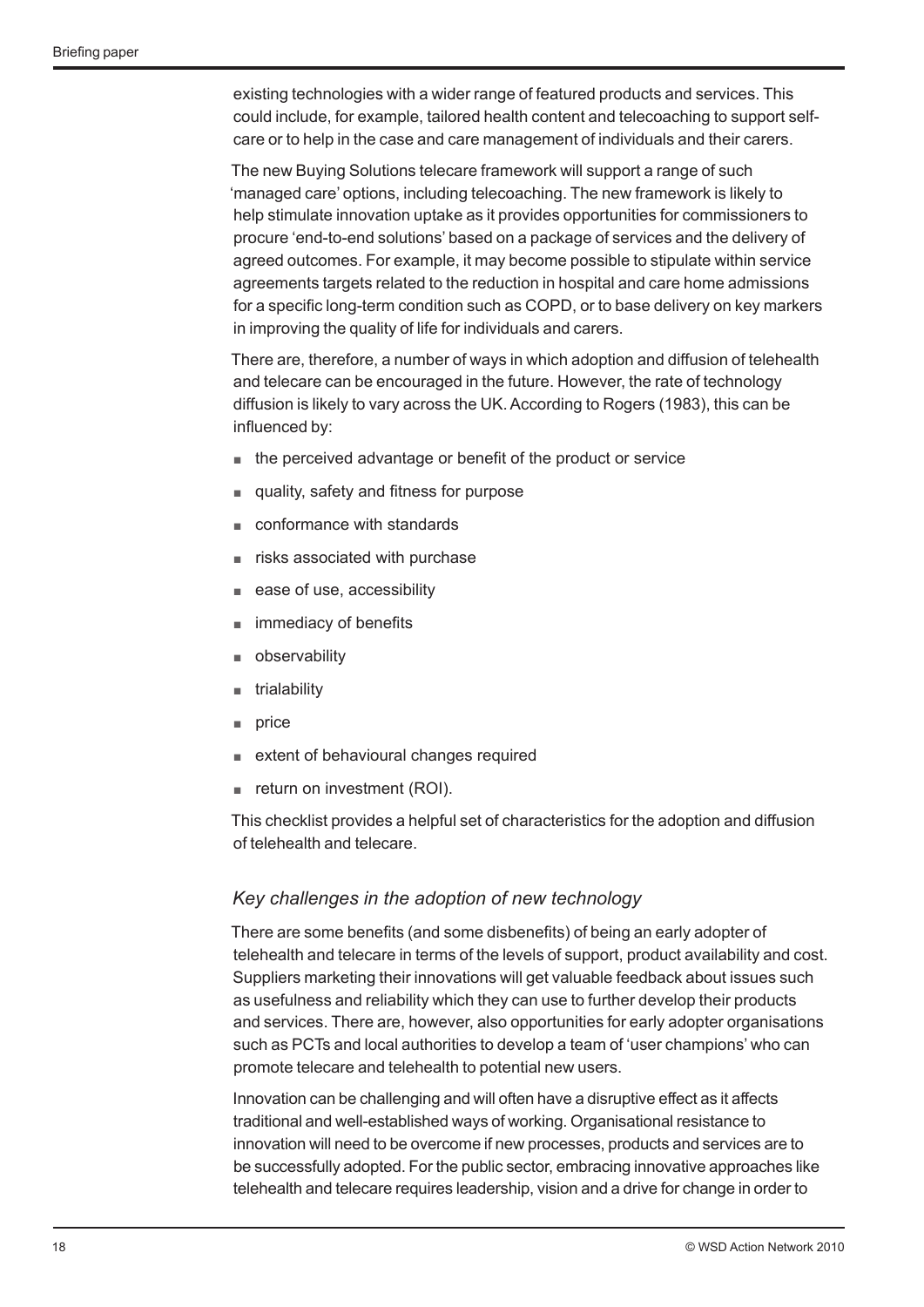existing technologies with a wider range of featured products and services. This could include, for example, tailored health content and telecoaching to support self-care or to help in the case and care management of individuals and their carers.

The new Buying Solutions telecare framework will support a range of such 'managed care' options, including telecoaching. The new framework is likely to help stimulate innovation uptake as it provides opportunities for commissioners to procure 'end-to-end solutions' based on a package of services and the delivery of agreed outcomes. For example, it may become possible to stipulate within service agreements targets related to the reduction in hospital and care home admissions for a specific long-term condition such as COPD, or to base delivery on key markers in improving the quality of life for individuals and carers.

There are, therefore, a number of ways in which adoption and diffusion of telehealth and telecare can be encouraged in the future. However, the rate of technology diffusion is likely to vary across the UK. According to Rogers (1983), this can be influenced by:

- the perceived advantage or benefit of the product or service
- quality, safety and fitness for purpose
- conformance with standards
- risks associated with purchase
- ease of use, accessibility
- immediacy of benefits
- observability
- trialability
- price
- extent of behavioural changes required
- return on investment (ROI).

This checklist provides a helpful set of characteristics for the adoption and diffusion of telehealth and telecare.

### *Key challenges in the adoption of new technology*

There are some benefits (and some disbenefits) of being an early adopter of telehealth and telecare in terms of the levels of support, product availability and cost. Suppliers marketing their innovations will get valuable feedback about issues such as usefulness and reliability which they can use to further develop their products and services. There are, however, also opportunities for early adopter organisations such as PCTs and local authorities to develop a team of 'user champions' who can promote telecare and telehealth to potential new users.

Innovation can be challenging and will often have a disruptive effect as it affects traditional and well-established ways of working. Organisational resistance to innovation will need to be overcome if new processes, products and services are to be successfully adopted. For the public sector, embracing innovative approaches like telehealth and telecare requires leadership, vision and a drive for change in order to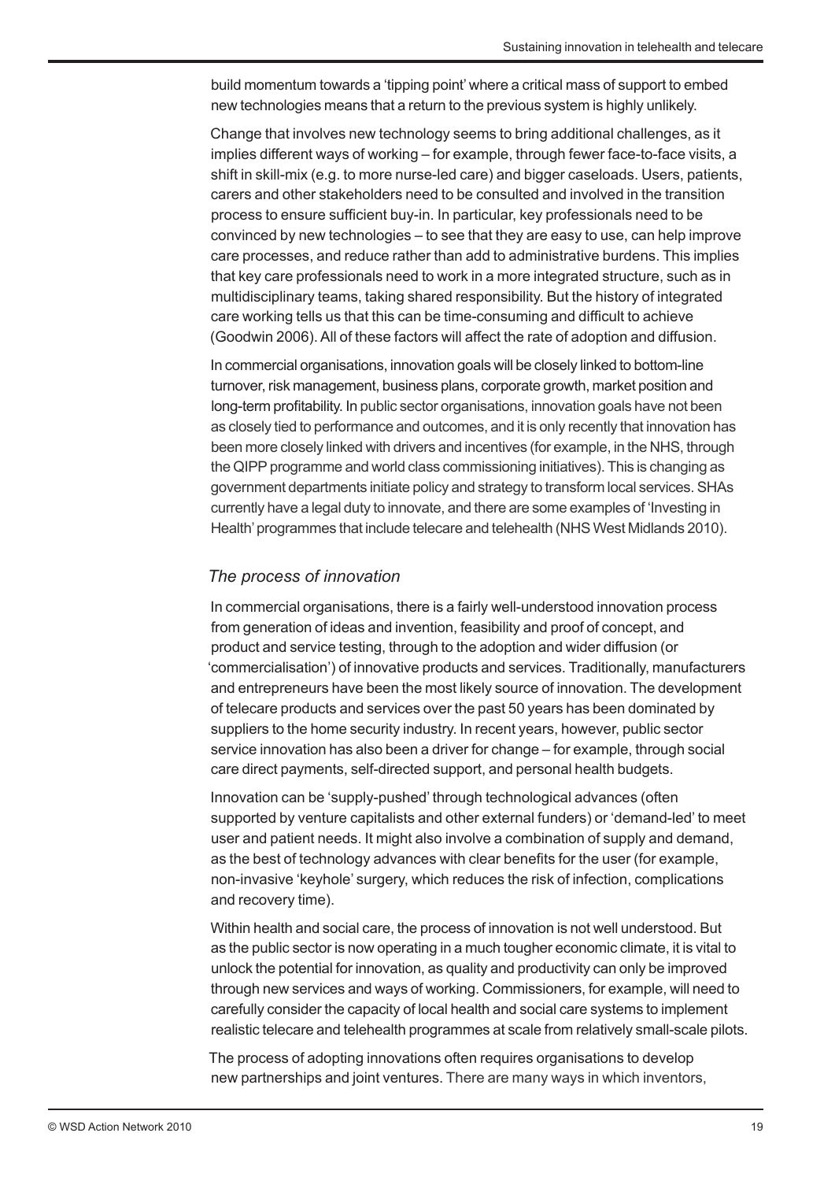build momentum towards a 'tipping point' where a critical mass of support to embed new technologies means that a return to the previous system is highly unlikely.

Change that involves new technology seems to bring additional challenges, as it implies different ways of working – for example, through fewer face-to-face visits, a shift in skill-mix (e.g. to more nurse-led care) and bigger caseloads. Users, patients, carers and other stakeholders need to be consulted and involved in the transition process to ensure sufficient buy-in. In particular, key professionals need to be convinced by new technologies – to see that they are easy to use, can help improve care processes, and reduce rather than add to administrative burdens. This implies that key care professionals need to work in a more integrated structure, such as in multidisciplinary teams, taking shared responsibility. But the history of integrated care working tells us that this can be time-consuming and difficult to achieve (Goodwin 2006). All of these factors will affect the rate of adoption and diffusion.

In commercial organisations, innovation goals will be closely linked to bottom-line turnover, risk management, business plans, corporate growth, market position and long-term profitability. In public sector organisations, innovation goals have not been as closely tied to performance and outcomes, and it is only recently that innovation has been more closely linked with drivers and incentives (for example, in the NHS, through the QIPP programme and world class commissioning initiatives). This is changing as government departments initiate policy and strategy to transform local services. SHAs currently have a legal duty to innovate, and there are some examples of 'Investing in Health' programmes that include telecare and telehealth (NHS West Midlands 2010).

### *The process of innovation*

In commercial organisations, there is a fairly well-understood innovation process from generation of ideas and invention, feasibility and proof of concept, and product and service testing, through to the adoption and wider diffusion (or 'commercialisation') of innovative products and services. Traditionally, manufacturers and entrepreneurs have been the most likely source of innovation. The development of telecare products and services over the past 50 years has been dominated by suppliers to the home security industry. In recent years, however, public sector service innovation has also been a driver for change – for example, through social care direct payments, self-directed support, and personal health budgets.

Innovation can be 'supply-pushed' through technological advances (often supported by venture capitalists and other external funders) or 'demand-led' to meet user and patient needs. It might also involve a combination of supply and demand, as the best of technology advances with clear benefits for the user (for example, non-invasive 'keyhole' surgery, which reduces the risk of infection, complications and recovery time).

Within health and social care, the process of innovation is not well understood. But as the public sector is now operating in a much tougher economic climate, it is vital to unlock the potential for innovation, as quality and productivity can only be improved through new services and ways of working. Commissioners, for example, will need to carefully consider the capacity of local health and social care systems to implement realistic telecare and telehealth programmes at scale from relatively small-scale pilots.

The process of adopting innovations often requires organisations to develop new partnerships and joint ventures. There are many ways in which inventors,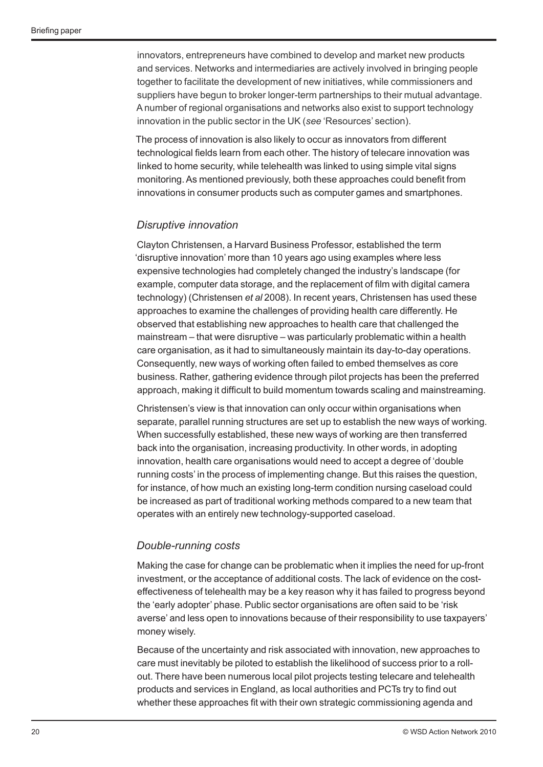innovators, entrepreneurs have combined to develop and market new products and services. Networks and intermediaries are actively involved in bringing people together to facilitate the development of new initiatives, while commissioners and suppliers have begun to broker longer-term partnerships to their mutual advantage. A number of regional organisations and networks also exist to support technology innovation in the public sector in the UK (*see* 'Resources' section).

The process of innovation is also likely to occur as innovators from different technological fields learn from each other. The history of telecare innovation was linked to home security, while telehealth was linked to using simple vital signs monitoring. As mentioned previously, both these approaches could benefit from innovations in consumer products such as computer games and smartphones.

### *Disruptive innovation*

Clayton Christensen, a Harvard Business Professor, established the term 'disruptive innovation' more than 10 years ago using examples where less expensive technologies had completely changed the industry's landscape (for example, computer data storage, and the replacement of film with digital camera technology) (Christensen *et al* 2008). In recent years, Christensen has used these approaches to examine the challenges of providing health care differently. He observed that establishing new approaches to health care that challenged the mainstream – that were disruptive – was particularly problematic within a health care organisation, as it had to simultaneously maintain its day-to-day operations. Consequently, new ways of working often failed to embed themselves as core business. Rather, gathering evidence through pilot projects has been the preferred approach, making it difficult to build momentum towards scaling and mainstreaming.

Christensen's view is that innovation can only occur within organisations when separate, parallel running structures are set up to establish the new ways of working. When successfully established, these new ways of working are then transferred back into the organisation, increasing productivity. In other words, in adopting innovation, health care organisations would need to accept a degree of 'double running costs' in the process of implementing change. But this raises the question, for instance, of how much an existing long-term condition nursing caseload could be increased as part of traditional working methods compared to a new team that operates with an entirely new technology-supported caseload.

### *Double-running costs*

Making the case for change can be problematic when it implies the need for up-front investment, or the acceptance of additional costs. The lack of evidence on the cost-effectiveness of telehealth may be a key reason why it has failed to progress beyond the 'early adopter' phase. Public sector organisations are often said to be 'risk averse' and less open to innovations because of their responsibility to use taxpayers' money wisely.

Because of the uncertainty and risk associated with innovation, new approaches to care must inevitably be piloted to establish the likelihood of success prior to a roll-out. There have been numerous local pilot projects testing telecare and telehealth products and services in England, as local authorities and PCTs try to find out whether these approaches fit with their own strategic commissioning agenda and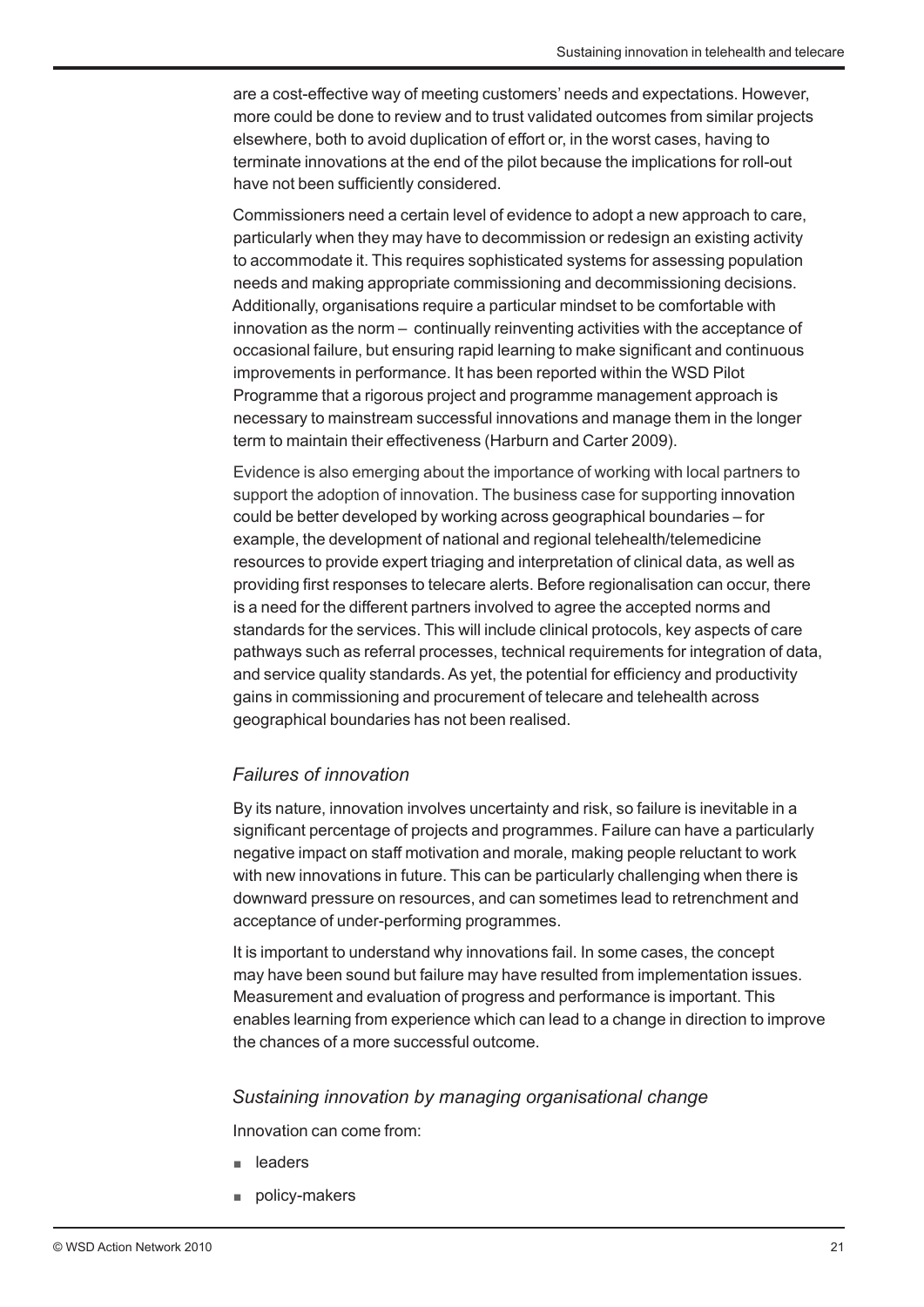are a cost-effective way of meeting customers' needs and expectations. However, more could be done to review and to trust validated outcomes from similar projects elsewhere, both to avoid duplication of effort or, in the worst cases, having to terminate innovations at the end of the pilot because the implications for roll-out have not been sufficiently considered.

Commissioners need a certain level of evidence to adopt a new approach to care, particularly when they may have to decommission or redesign an existing activity to accommodate it. This requires sophisticated systems for assessing population needs and making appropriate commissioning and decommissioning decisions. Additionally, organisations require a particular mindset to be comfortable with innovation as the norm – continually reinventing activities with the acceptance of occasional failure, but ensuring rapid learning to make significant and continuous improvements in performance. It has been reported within the WSD Pilot Programme that a rigorous project and programme management approach is necessary to mainstream successful innovations and manage them in the longer term to maintain their effectiveness (Harburn and Carter 2009).

Evidence is also emerging about the importance of working with local partners to support the adoption of innovation. The business case for supporting innovation could be better developed by working across geographical boundaries – for example, the development of national and regional telehealth/telemedicine resources to provide expert triaging and interpretation of clinical data, as well as providing first responses to telecare alerts. Before regionalisation can occur, there is a need for the different partners involved to agree the accepted norms and standards for the services. This will include clinical protocols, key aspects of care pathways such as referral processes, technical requirements for integration of data, and service quality standards. As yet, the potential for efficiency and productivity gains in commissioning and procurement of telecare and telehealth across geographical boundaries has not been realised.

### *Failures of innovation*

By its nature, innovation involves uncertainty and risk, so failure is inevitable in a significant percentage of projects and programmes. Failure can have a particularly negative impact on staff motivation and morale, making people reluctant to work with new innovations in future. This can be particularly challenging when there is downward pressure on resources, and can sometimes lead to retrenchment and acceptance of under-performing programmes.

It is important to understand why innovations fail. In some cases, the concept may have been sound but failure may have resulted from implementation issues. Measurement and evaluation of progress and performance is important. This enables learning from experience which can lead to a change in direction to improve the chances of a more successful outcome.

### *Sustaining innovation by managing organisational change*

Innovation can come from:

- leaders
- policy-makers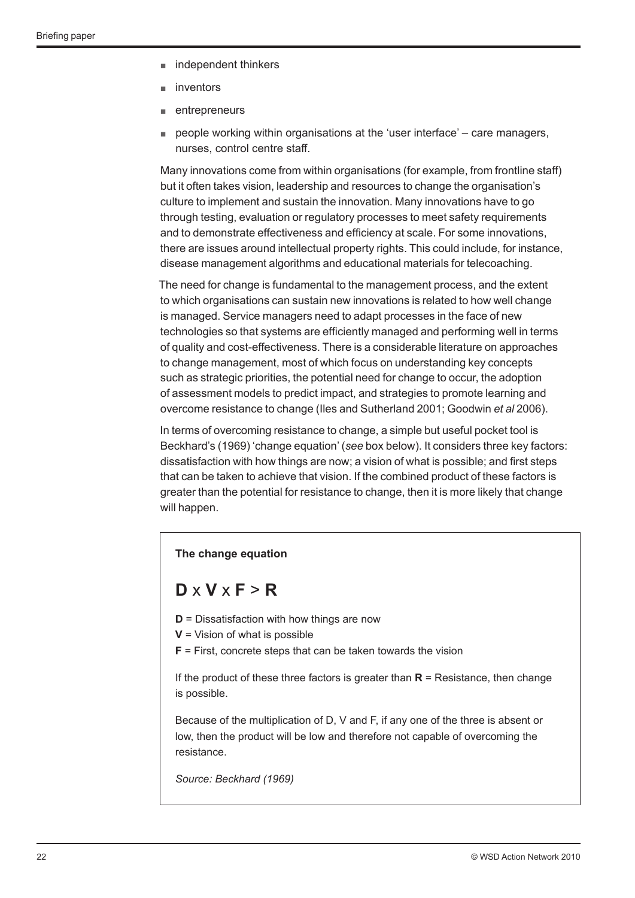- independent thinkers
- inventors
- entrepreneurs
- people working within organisations at the 'user interface' – care managers, nurses, control centre staff.

Many innovations come from within organisations (for example, from frontline staff) but it often takes vision, leadership and resources to change the organisation's culture to implement and sustain the innovation. Many innovations have to go through testing, evaluation or regulatory processes to meet safety requirements and to demonstrate effectiveness and efficiency at scale. For some innovations, there are issues around intellectual property rights. This could include, for instance, disease management algorithms and educational materials for telecoaching.

The need for change is fundamental to the management process, and the extent to which organisations can sustain new innovations is related to how well change is managed. Service managers need to adapt processes in the face of new technologies so that systems are efficiently managed and performing well in terms of quality and cost-effectiveness. There is a considerable literature on approaches to change management, most of which focus on understanding key concepts such as strategic priorities, the potential need for change to occur, the adoption of assessment models to predict impact, and strategies to promote learning and overcome resistance to change (Iles and Sutherland 2001; Goodwin *et al* 2006).

In terms of overcoming resistance to change, a simple but useful pocket tool is Beckhard's (1969) 'change equation' (*see* box below). It considers three key factors: dissatisfaction with how things are now; a vision of what is possible; and first steps that can be taken to achieve that vision. If the combined product of these factors is greater than the potential for resistance to change, then it is more likely that change will happen.

**The change equation**

$$\mathbf{D} \times \mathbf{V} \times \mathbf{F} > \mathbf{R}$$

**D** = Dissatisfaction with how things are now
**V** = Vision of what is possible
**F** = First, concrete steps that can be taken towards the vision

If the product of these three factors is greater than **R** = Resistance, then change is possible.

Because of the multiplication of D, V and F, if any one of the three is absent or low, then the product will be low and therefore not capable of overcoming the resistance.

*Source: Beckhard (1969)*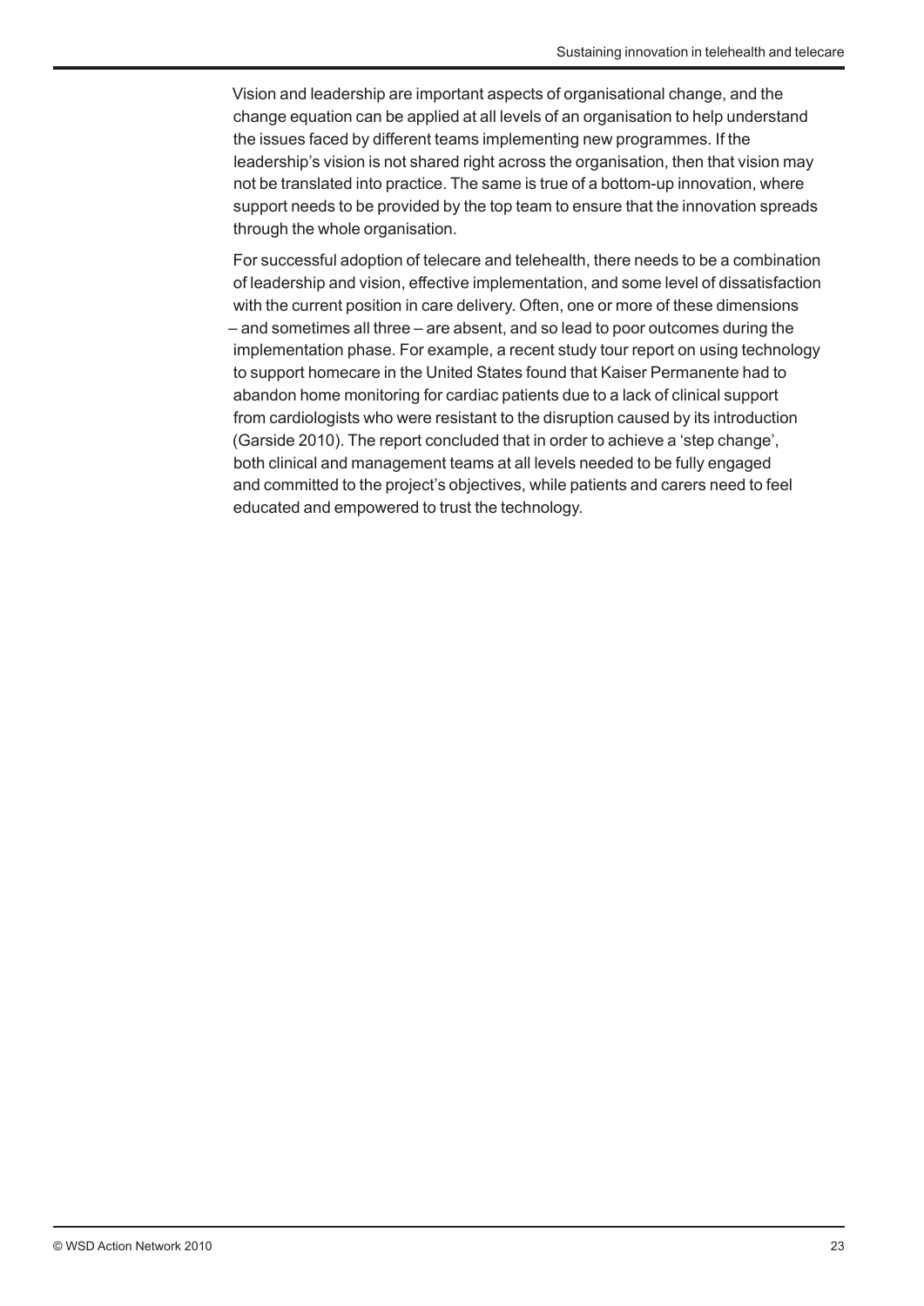Vision and leadership are important aspects of organisational change, and the change equation can be applied at all levels of an organisation to help understand the issues faced by different teams implementing new programmes. If the leadership's vision is not shared right across the organisation, then that vision may not be translated into practice. The same is true of a bottom-up innovation, where support needs to be provided by the top team to ensure that the innovation spreads through the whole organisation.

For successful adoption of telecare and telehealth, there needs to be a combination of leadership and vision, effective implementation, and some level of dissatisfaction with the current position in care delivery. Often, one or more of these dimensions – and sometimes all three – are absent, and so lead to poor outcomes during the implementation phase. For example, a recent study tour report on using technology to support homecare in the United States found that Kaiser Permanente had to abandon home monitoring for cardiac patients due to a lack of clinical support from cardiologists who were resistant to the disruption caused by its introduction (Garside 2010). The report concluded that in order to achieve a 'step change', both clinical and management teams at all levels needed to be fully engaged and committed to the project's objectives, while patients and carers need to feel educated and empowered to trust the technology.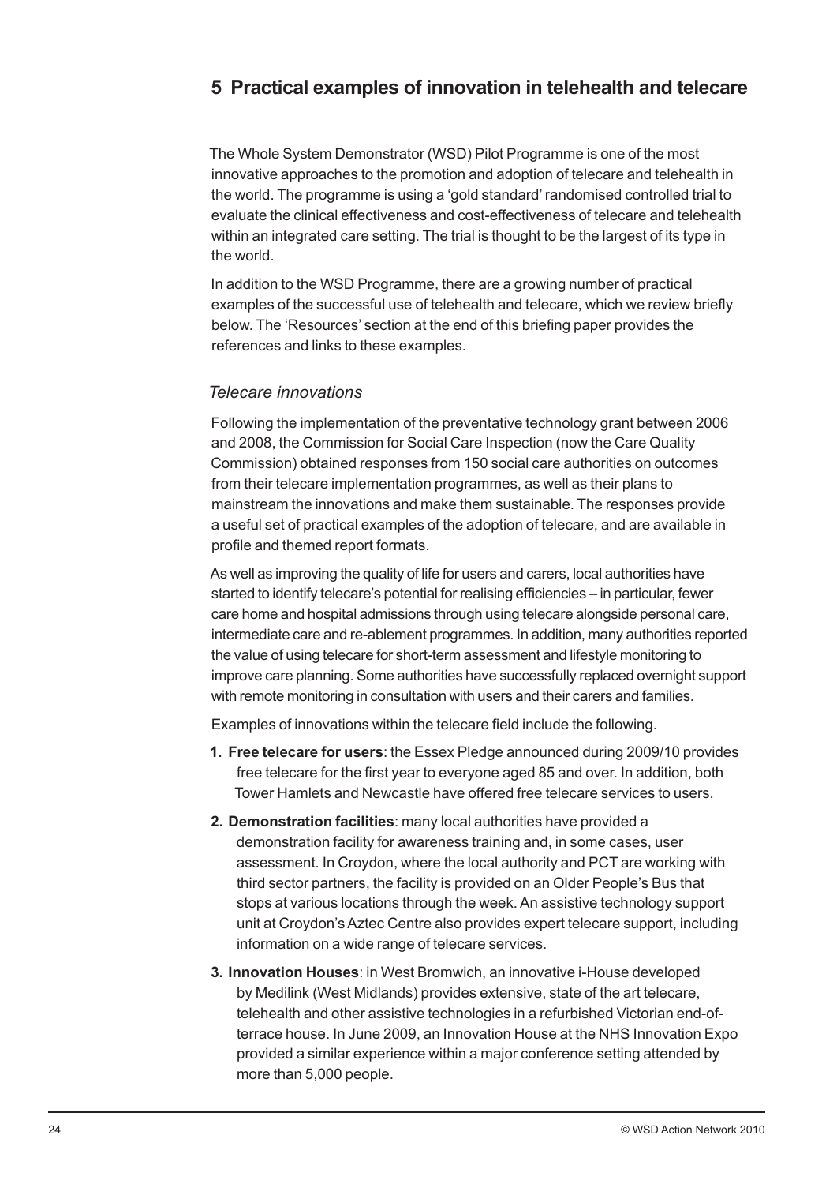## 5 Practical examples of innovation in telehealth and telecare

The Whole System Demonstrator (WSD) Pilot Programme is one of the most innovative approaches to the promotion and adoption of telecare and telehealth in the world. The programme is using a 'gold standard' randomised controlled trial to evaluate the clinical effectiveness and cost-effectiveness of telecare and telehealth within an integrated care setting. The trial is thought to be the largest of its type in the world.

In addition to the WSD Programme, there are a growing number of practical examples of the successful use of telehealth and telecare, which we review briefly below. The 'Resources' section at the end of this briefing paper provides the references and links to these examples.

### *Telecare innovations*

Following the implementation of the preventative technology grant between 2006 and 2008, the Commission for Social Care Inspection (now the Care Quality Commission) obtained responses from 150 social care authorities on outcomes from their telecare implementation programmes, as well as their plans to mainstream the innovations and make them sustainable. The responses provide a useful set of practical examples of the adoption of telecare, and are available in profile and themed report formats.

As well as improving the quality of life for users and carers, local authorities have started to identify telecare's potential for realising efficiencies – in particular, fewer care home and hospital admissions through using telecare alongside personal care, intermediate care and re-ablement programmes. In addition, many authorities reported the value of using telecare for short-term assessment and lifestyle monitoring to improve care planning. Some authorities have successfully replaced overnight support with remote monitoring in consultation with users and their carers and families.

Examples of innovations within the telecare field include the following.

1. **Free telecare for users**: the Essex Pledge announced during 2009/10 provides free telecare for the first year to everyone aged 85 and over. In addition, both Tower Hamlets and Newcastle have offered free telecare services to users.
2. **Demonstration facilities**: many local authorities have provided a demonstration facility for awareness training and, in some cases, user assessment. In Croydon, where the local authority and PCT are working with third sector partners, the facility is provided on an Older People's Bus that stops at various locations through the week. An assistive technology support unit at Croydon's Aztec Centre also provides expert telecare support, including information on a wide range of telecare services.
3. **Innovation Houses**: in West Bromwich, an innovative i-House developed by Medilink (West Midlands) provides extensive, state of the art telecare, telehealth and other assistive technologies in a refurbished Victorian end-of-terrace house. In June 2009, an Innovation House at the NHS Innovation Expo provided a similar experience within a major conference setting attended by more than 5,000 people.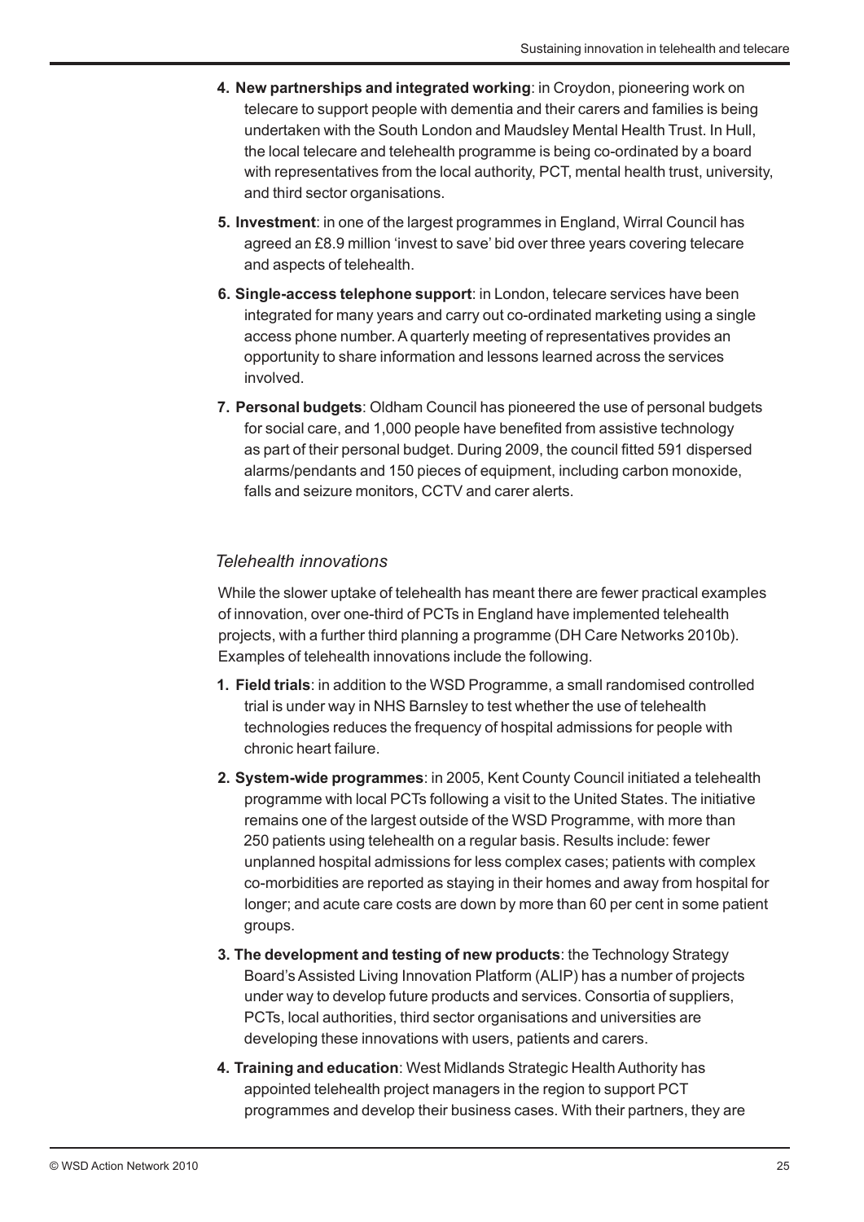4. **New partnerships and integrated working**: in Croydon, pioneering work on telecare to support people with dementia and their carers and families is being undertaken with the South London and Maudsley Mental Health Trust. In Hull, the local telecare and telehealth programme is being co-ordinated by a board with representatives from the local authority, PCT, mental health trust, university, and third sector organisations.
5. **Investment**: in one of the largest programmes in England, Wirral Council has agreed an £8.9 million 'invest to save' bid over three years covering telecare and aspects of telehealth.
6. **Single-access telephone support**: in London, telecare services have been integrated for many years and carry out co-ordinated marketing using a single access phone number. A quarterly meeting of representatives provides an opportunity to share information and lessons learned across the services involved.
7. **Personal budgets**: Oldham Council has pioneered the use of personal budgets for social care, and 1,000 people have benefited from assistive technology as part of their personal budget. During 2009, the council fitted 591 dispersed alarms/pendants and 150 pieces of equipment, including carbon monoxide, falls and seizure monitors, CCTV and carer alerts.

### *Telehealth innovations*

While the slower uptake of telehealth has meant there are fewer practical examples of innovation, over one-third of PCTs in England have implemented telehealth projects, with a further third planning a programme (DH Care Networks 2010b). Examples of telehealth innovations include the following.

1. **Field trials**: in addition to the WSD Programme, a small randomised controlled trial is under way in NHS Barnsley to test whether the use of telehealth technologies reduces the frequency of hospital admissions for people with chronic heart failure.
2. **System-wide programmes**: in 2005, Kent County Council initiated a telehealth programme with local PCTs following a visit to the United States. The initiative remains one of the largest outside of the WSD Programme, with more than 250 patients using telehealth on a regular basis. Results include: fewer unplanned hospital admissions for less complex cases; patients with complex co-morbidities are reported as staying in their homes and away from hospital for longer; and acute care costs are down by more than 60 per cent in some patient groups.
3. **The development and testing of new products**: the Technology Strategy Board's Assisted Living Innovation Platform (ALIP) has a number of projects under way to develop future products and services. Consortia of suppliers, PCTs, local authorities, third sector organisations and universities are developing these innovations with users, patients and carers.
4. **Training and education**: West Midlands Strategic Health Authority has appointed telehealth project managers in the region to support PCT programmes and develop their business cases. With their partners, they are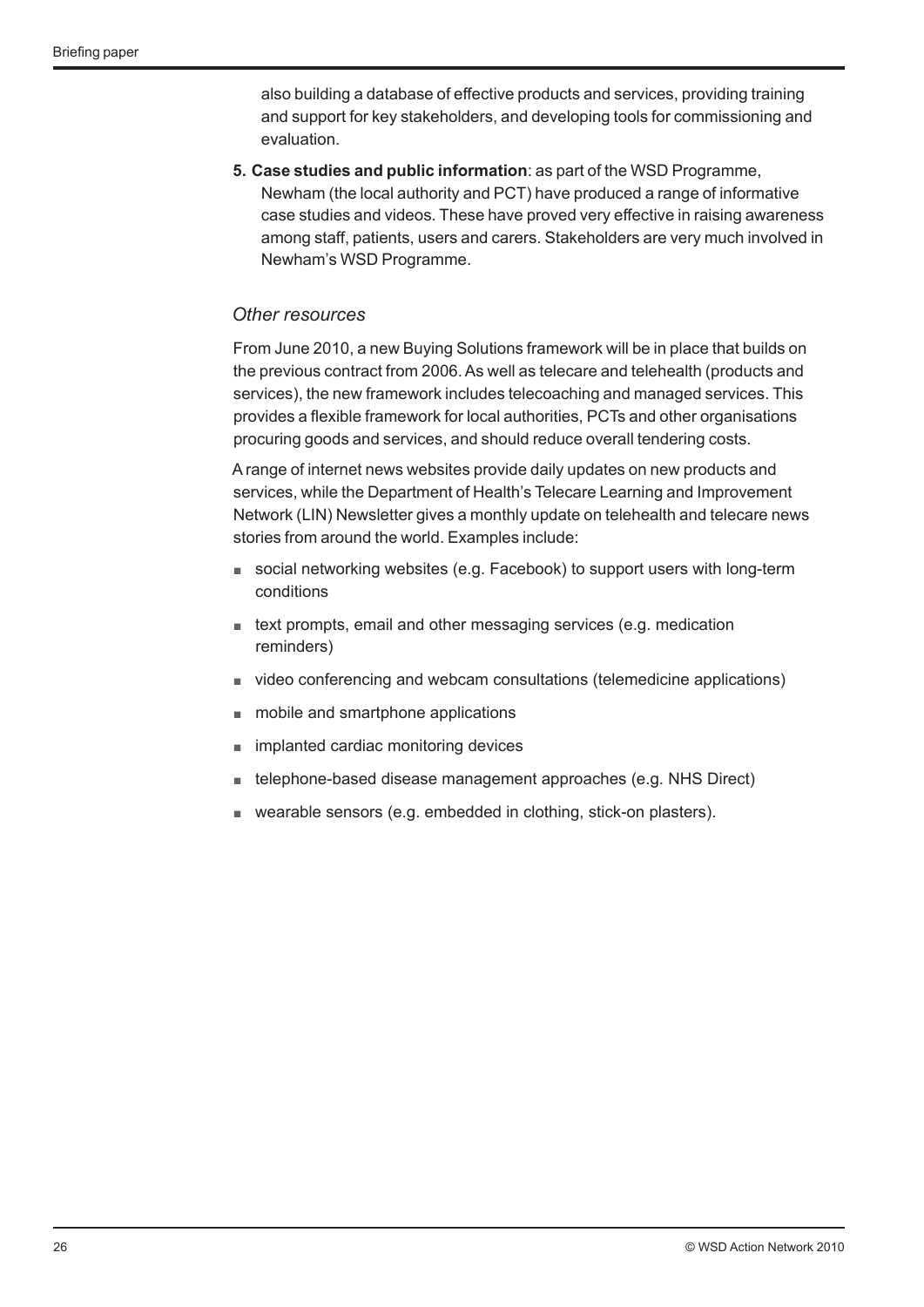also building a database of effective products and services, providing training and support for key stakeholders, and developing tools for commissioning and evaluation.

5. **Case studies and public information**: as part of the WSD Programme, Newham (the local authority and PCT) have produced a range of informative case studies and videos. These have proved very effective in raising awareness among staff, patients, users and carers. Stakeholders are very much involved in Newham's WSD Programme.

### *Other resources*

From June 2010, a new Buying Solutions framework will be in place that builds on the previous contract from 2006. As well as telecare and telehealth (products and services), the new framework includes telecoaching and managed services. This provides a flexible framework for local authorities, PCTs and other organisations procuring goods and services, and should reduce overall tendering costs.

A range of internet news websites provide daily updates on new products and services, while the Department of Health's Telecare Learning and Improvement Network (LIN) Newsletter gives a monthly update on telehealth and telecare news stories from around the world. Examples include:

- social networking websites (e.g. Facebook) to support users with long-term conditions
- text prompts, email and other messaging services (e.g. medication reminders)
- video conferencing and webcam consultations (telemedicine applications)
- mobile and smartphone applications
- implanted cardiac monitoring devices
- telephone-based disease management approaches (e.g. NHS Direct)
- wearable sensors (e.g. embedded in clothing, stick-on plasters).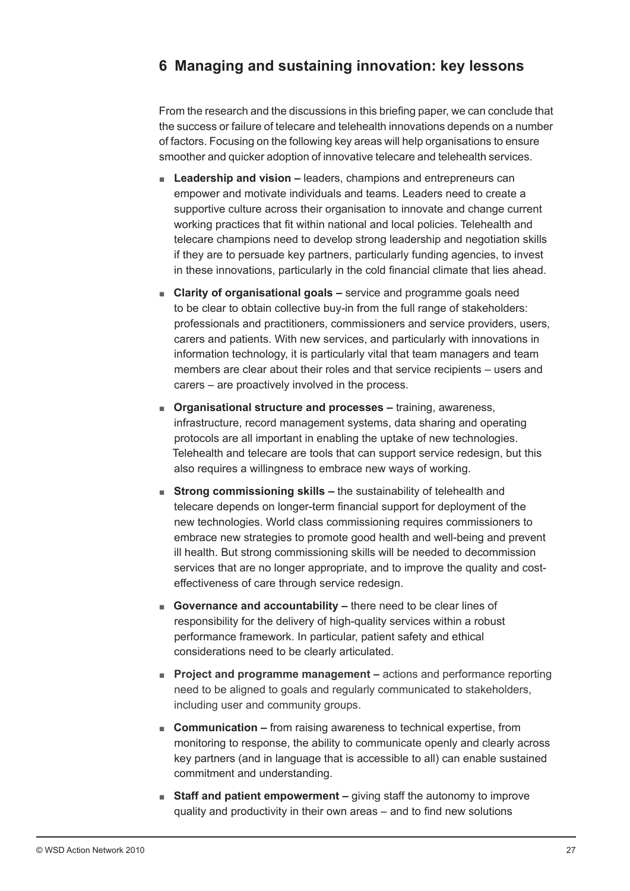## 6 Managing and sustaining innovation: key lessons

From the research and the discussions in this briefing paper, we can conclude that the success or failure of telecare and telehealth innovations depends on a number of factors. Focusing on the following key areas will help organisations to ensure smoother and quicker adoption of innovative telecare and telehealth services.

- **Leadership and vision –** leaders, champions and entrepreneurs can empower and motivate individuals and teams. Leaders need to create a supportive culture across their organisation to innovate and change current working practices that fit within national and local policies. Telehealth and telecare champions need to develop strong leadership and negotiation skills if they are to persuade key partners, particularly funding agencies, to invest in these innovations, particularly in the cold financial climate that lies ahead.
- **Clarity of organisational goals –** service and programme goals need to be clear to obtain collective buy-in from the full range of stakeholders: professionals and practitioners, commissioners and service providers, users, carers and patients. With new services, and particularly with innovations in information technology, it is particularly vital that team managers and team members are clear about their roles and that service recipients – users and carers – are proactively involved in the process.
- **Organisational structure and processes –** training, awareness, infrastructure, record management systems, data sharing and operating protocols are all important in enabling the uptake of new technologies. Telehealth and telecare are tools that can support service redesign, but this also requires a willingness to embrace new ways of working.
- **Strong commissioning skills –** the sustainability of telehealth and telecare depends on longer-term financial support for deployment of the new technologies. World class commissioning requires commissioners to embrace new strategies to promote good health and well-being and prevent ill health. But strong commissioning skills will be needed to decommission services that are no longer appropriate, and to improve the quality and cost-effectiveness of care through service redesign.
- **Governance and accountability –** there need to be clear lines of responsibility for the delivery of high-quality services within a robust performance framework. In particular, patient safety and ethical considerations need to be clearly articulated.
- **Project and programme management –** actions and performance reporting need to be aligned to goals and regularly communicated to stakeholders, including user and community groups.
- **Communication –** from raising awareness to technical expertise, from monitoring to response, the ability to communicate openly and clearly across key partners (and in language that is accessible to all) can enable sustained commitment and understanding.
- **Staff and patient empowerment –** giving staff the autonomy to improve quality and productivity in their own areas – and to find new solutions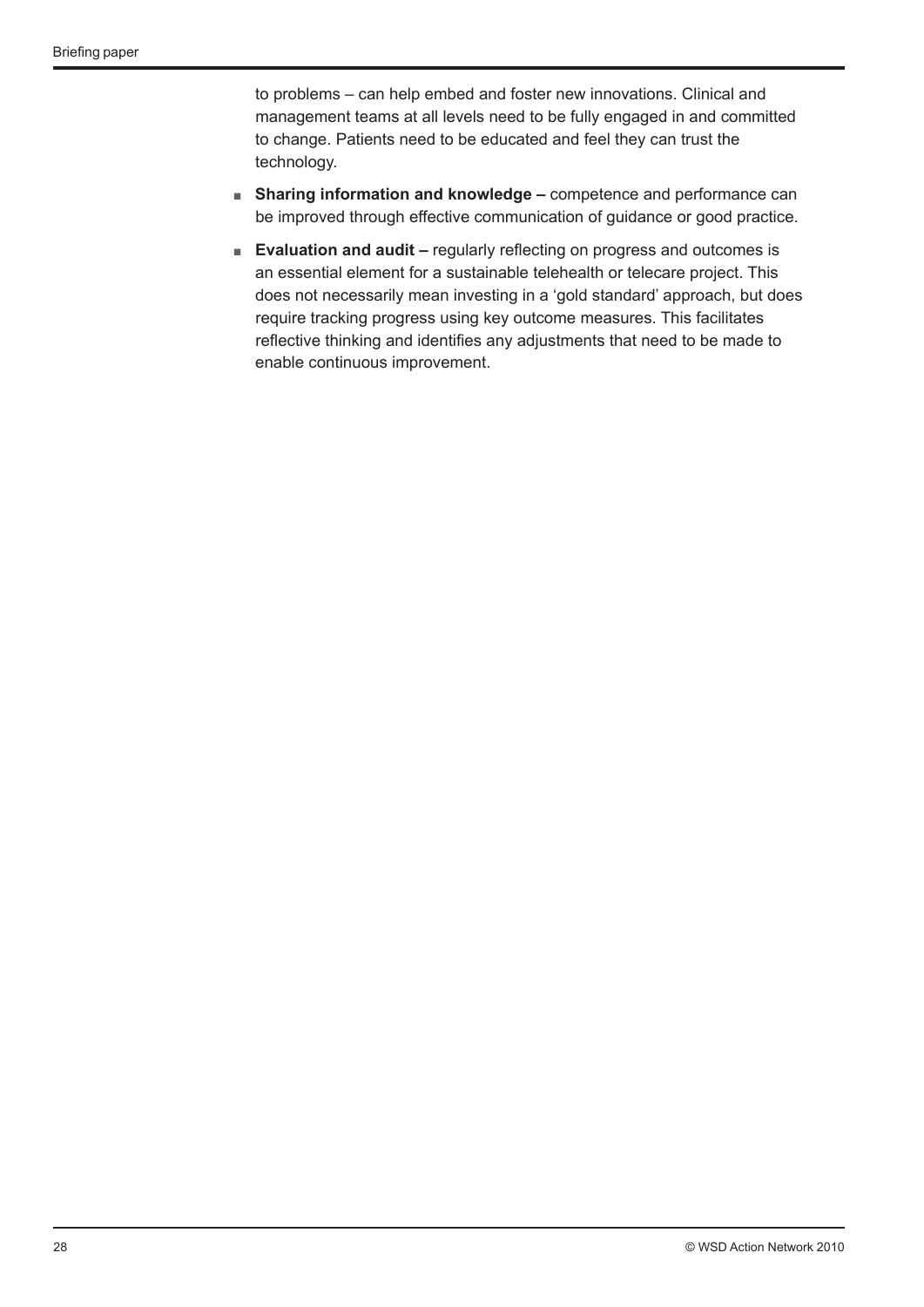to problems – can help embed and foster new innovations. Clinical and management teams at all levels need to be fully engaged in and committed to change. Patients need to be educated and feel they can trust the technology.

- **Sharing information and knowledge –** competence and performance can be improved through effective communication of guidance or good practice.
- **Evaluation and audit –** regularly reflecting on progress and outcomes is an essential element for a sustainable telehealth or telecare project. This does not necessarily mean investing in a 'gold standard' approach, but does require tracking progress using key outcome measures. This facilitates reflective thinking and identifies any adjustments that need to be made to enable continuous improvement.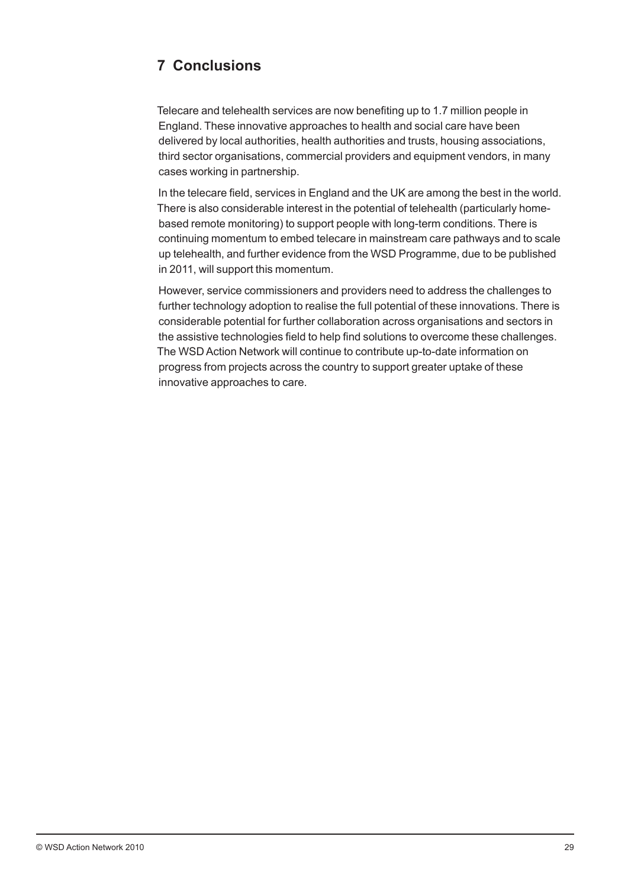## 7 Conclusions

Telecare and telehealth services are now benefiting up to 1.7 million people in England. These innovative approaches to health and social care have been delivered by local authorities, health authorities and trusts, housing associations, third sector organisations, commercial providers and equipment vendors, in many cases working in partnership.

In the telecare field, services in England and the UK are among the best in the world. There is also considerable interest in the potential of telehealth (particularly home-based remote monitoring) to support people with long-term conditions. There is continuing momentum to embed telecare in mainstream care pathways and to scale up telehealth, and further evidence from the WSD Programme, due to be published in 2011, will support this momentum.

However, service commissioners and providers need to address the challenges to further technology adoption to realise the full potential of these innovations. There is considerable potential for further collaboration across organisations and sectors in the assistive technologies field to help find solutions to overcome these challenges. The WSD Action Network will continue to contribute up-to-date information on progress from projects across the country to support greater uptake of these innovative approaches to care.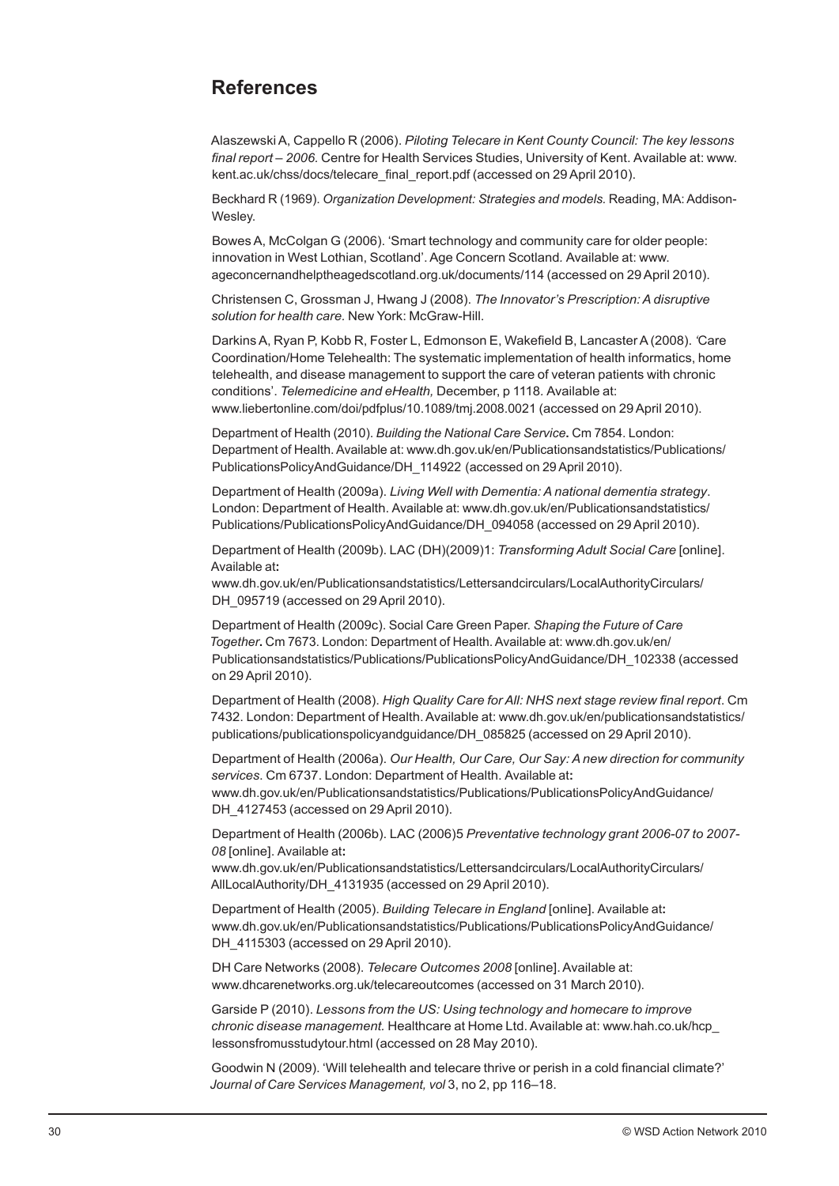## References

Alaszewski A, Cappello R (2006). *Piloting Telecare in Kent County Council: The key lessons final report – 2006.* Centre for Health Services Studies, University of Kent. Available at: www.kent.ac.uk/chss/docs/telecare_final_report.pdf (accessed on 29 April 2010).

Beckhard R (1969). *Organization Development: Strategies and models.* Reading, MA: Addison-Wesley.

Bowes A, McColgan G (2006). 'Smart technology and community care for older people: innovation in West Lothian, Scotland'. Age Concern Scotland. Available at: www.ageconcernandhelptheagedscotland.org.uk/documents/114 (accessed on 29 April 2010).

Christensen C, Grossman J, Hwang J (2008). *The Innovator's Prescription: A disruptive solution for health care.* New York: McGraw-Hill.

Darkins A, Ryan P, Kobb R, Foster L, Edmonson E, Wakefield B, Lancaster A (2008). 'Care Coordination/Home Telehealth: The systematic implementation of health informatics, home telehealth, and disease management to support the care of veteran patients with chronic conditions'. *Telemedicine and eHealth,* December, p 1118. Available at: www.liebertonline.com/doi/pdfplus/10.1089/tmj.2008.0021 (accessed on 29 April 2010).

Department of Health (2010). *Building the National Care Service***.** Cm 7854. London: Department of Health. Available at: www.dh.gov.uk/en/Publicationsandstatistics/Publications/PublicationsPolicyAndGuidance/DH_114922 (accessed on 29 April 2010).

Department of Health (2009a). *Living Well with Dementia: A national dementia strategy*. London: Department of Health. Available at: www.dh.gov.uk/en/Publicationsandstatistics/Publications/PublicationsPolicyAndGuidance/DH_094058 (accessed on 29 April 2010).

Department of Health (2009b). LAC (DH)(2009)1: *Transforming Adult Social Care* [online]. Available at**:** www.dh.gov.uk/en/Publicationsandstatistics/Lettersandcirculars/LocalAuthorityCirculars/DH_095719 (accessed on 29 April 2010).

Department of Health (2009c). Social Care Green Paper. *Shaping the Future of Care Together***.** Cm 7673. London: Department of Health. Available at: www.dh.gov.uk/en/Publicationsandstatistics/Publications/PublicationsPolicyAndGuidance/DH_102338 (accessed on 29 April 2010).

Department of Health (2008). *High Quality Care for All: NHS next stage review final report*. Cm 7432. London: Department of Health. Available at: www.dh.gov.uk/en/publicationsandstatistics/publications/publicationspolicyandguidance/DH_085825 (accessed on 29 April 2010).

Department of Health (2006a). *Our Health, Our Care, Our Say: A new direction for community services*. Cm 6737. London: Department of Health. Available at**:** www.dh.gov.uk/en/Publicationsandstatistics/Publications/PublicationsPolicyAndGuidance/DH_4127453 (accessed on 29 April 2010).

Department of Health (2006b). LAC (2006)5 *Preventative technology grant 2006-07 to 2007-08* [online]. Available at**:** www.dh.gov.uk/en/Publicationsandstatistics/Lettersandcirculars/LocalAuthorityCirculars/AllLocalAuthority/DH_4131935 (accessed on 29 April 2010).

Department of Health (2005). *Building Telecare in England* [online]. Available at**:** www.dh.gov.uk/en/Publicationsandstatistics/Publications/PublicationsPolicyAndGuidance/DH_4115303 (accessed on 29 April 2010).

DH Care Networks (2008). *Telecare Outcomes 2008* [online]. Available at: www.dhcarenetworks.org.uk/telecareoutcomes (accessed on 31 March 2010).

Garside P (2010). *Lessons from the US: Using technology and homecare to improve chronic disease management.* Healthcare at Home Ltd. Available at: www.hah.co.uk/hcp_lessonsfromusstudytour.html (accessed on 28 May 2010).

Goodwin N (2009). 'Will telehealth and telecare thrive or perish in a cold financial climate?' *Journal of Care Services Management, vol* 3, no 2, pp 116–18.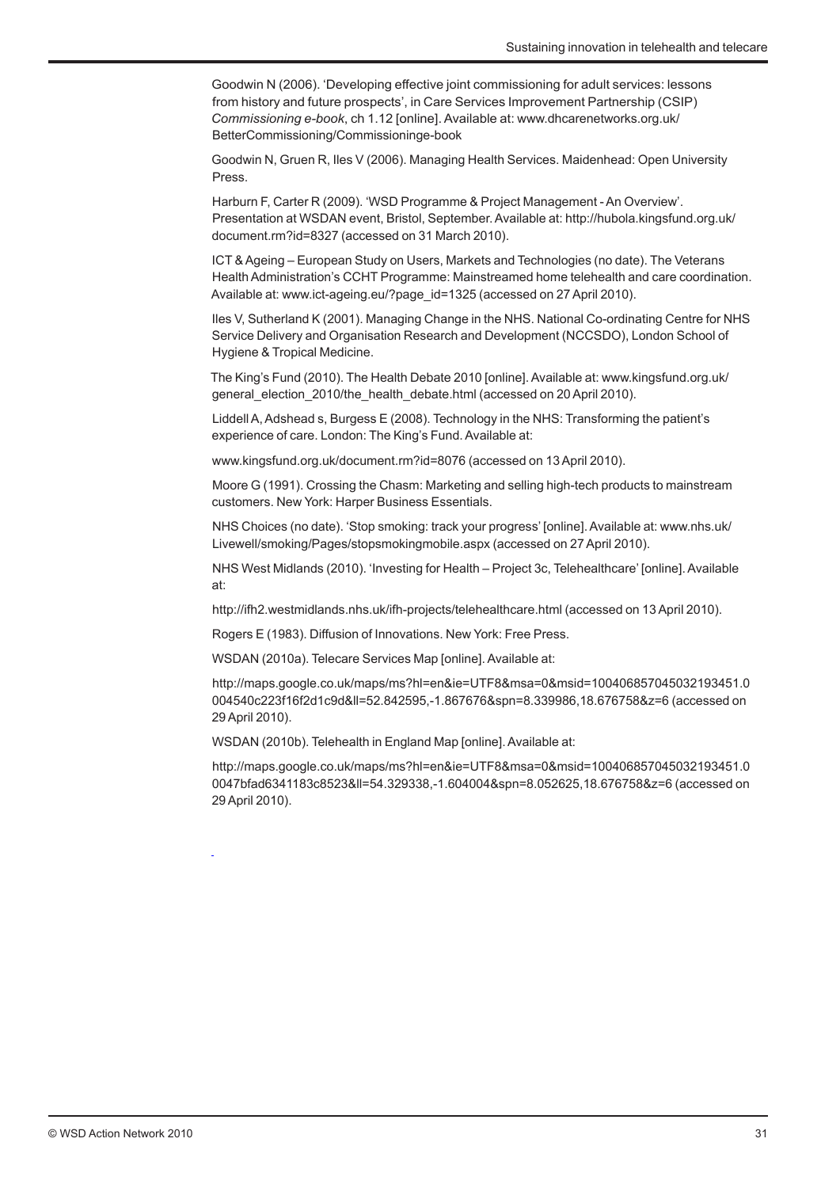Goodwin N (2006). 'Developing effective joint commissioning for adult services: lessons from history and future prospects', in Care Services Improvement Partnership (CSIP) *Commissioning e-book*, ch 1.12 [online]. Available at: www.dhcarenetworks.org.uk/BetterCommissioning/Commissioninge-book

Goodwin N, Gruen R, Iles V (2006). Managing Health Services. Maidenhead: Open University Press.

Harburn F, Carter R (2009). 'WSD Programme & Project Management - An Overview'. Presentation at WSDAN event, Bristol, September. Available at: http://hubola.kingsfund.org.uk/document.rm?id=8327 (accessed on 31 March 2010).

ICT & Ageing – European Study on Users, Markets and Technologies (no date). The Veterans Health Administration's CCHT Programme: Mainstreamed home telehealth and care coordination. Available at: www.ict-ageing.eu/?page_id=1325 (accessed on 27 April 2010).

Iles V, Sutherland K (2001). Managing Change in the NHS. National Co-ordinating Centre for NHS Service Delivery and Organisation Research and Development (NCCSDO), London School of Hygiene & Tropical Medicine.

The King's Fund (2010). The Health Debate 2010 [online]. Available at: www.kingsfund.org.uk/general_election_2010/the_health_debate.html (accessed on 20 April 2010).

Liddell A, Adshead s, Burgess E (2008). Technology in the NHS: Transforming the patient's experience of care. London: The King's Fund. Available at:

www.kingsfund.org.uk/document.rm?id=8076 (accessed on 13 April 2010).

Moore G (1991). Crossing the Chasm: Marketing and selling high-tech products to mainstream customers. New York: Harper Business Essentials.

NHS Choices (no date). 'Stop smoking: track your progress' [online]. Available at: www.nhs.uk/Livewell/smoking/Pages/stopsmokingmobile.aspx (accessed on 27 April 2010).

NHS West Midlands (2010). 'Investing for Health – Project 3c, Telehealthcare' [online]. Available at:

http://ifh2.westmidlands.nhs.uk/ifh-projects/telehealthcare.html (accessed on 13 April 2010).

Rogers E (1983). Diffusion of Innovations. New York: Free Press.

WSDAN (2010a). Telecare Services Map [online]. Available at:

http://maps.google.co.uk/maps/ms?hl=en&ie=UTF8&msa=0&msid=100406857045032193451.0004540c223f16f2d1c9d&ll=52.842595,-1.867676&spn=8.339986,18.676758&z=6 (accessed on 29 April 2010).

WSDAN (2010b). Telehealth in England Map [online]. Available at:

http://maps.google.co.uk/maps/ms?hl=en&ie=UTF8&msa=0&msid=100406857045032193451.00047bfad6341183c8523&ll=54.329338,-1.604004&spn=8.052625,18.676758&z=6 (accessed on 29 April 2010).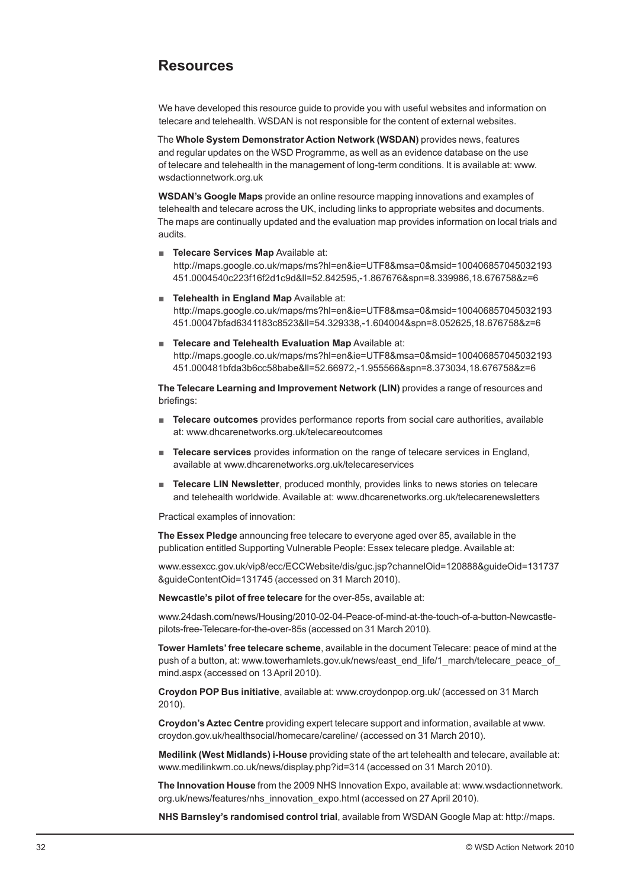## Resources

We have developed this resource guide to provide you with useful websites and information on telecare and telehealth. WSDAN is not responsible for the content of external websites.

The **Whole System Demonstrator Action Network (WSDAN)** provides news, features and regular updates on the WSD Programme, as well as an evidence database on the use of telecare and telehealth in the management of long-term conditions. It is available at: www.wsdactionnetwork.org.uk

**WSDAN's Google Maps** provide an online resource mapping innovations and examples of telehealth and telecare across the UK, including links to appropriate websites and documents. The maps are continually updated and the evaluation map provides information on local trials and audits.

- **Telecare Services Map** Available at: http://maps.google.co.uk/maps/ms?hl=en&ie=UTF8&msa=0&msid=100406857045032193451.0004540c223f16f2d1c9d&ll=52.842595,-1.867676&spn=8.339986,18.676758&z=6
- **Telehealth in England Map** Available at: http://maps.google.co.uk/maps/ms?hl=en&ie=UTF8&msa=0&msid=100406857045032193451.00047bfad6341183c8523&ll=54.329338,-1.604004&spn=8.052625,18.676758&z=6
- **Telecare and Telehealth Evaluation Map** Available at: http://maps.google.co.uk/maps/ms?hl=en&ie=UTF8&msa=0&msid=100406857045032193451.000481bfda3b6cc58babe&ll=52.66972,-1.955566&spn=8.373034,18.676758&z=6

**The Telecare Learning and Improvement Network (LIN)** provides a range of resources and briefings:

- **Telecare outcomes** provides performance reports from social care authorities, available at: www.dhcarenetworks.org.uk/telecareoutcomes
- **Telecare services** provides information on the range of telecare services in England, available at www.dhcarenetworks.org.uk/telecareservices
- **Telecare LIN Newsletter**, produced monthly, provides links to news stories on telecare and telehealth worldwide. Available at: www.dhcarenetworks.org.uk/telecarenewsletters

Practical examples of innovation:

**The Essex Pledge** announcing free telecare to everyone aged over 85, available in the publication entitled Supporting Vulnerable People: Essex telecare pledge. Available at:

www.essexcc.gov.uk/vip8/ecc/ECCWebsite/dis/guc.jsp?channelOid=120888&guideOid=131737&guideContentOid=131745 (accessed on 31 March 2010).

**Newcastle's pilot of free telecare** for the over-85s, available at:

www.24dash.com/news/Housing/2010-02-04-Peace-of-mind-at-the-touch-of-a-button-Newcastle-pilots-free-Telecare-for-the-over-85s (accessed on 31 March 2010).

**Tower Hamlets' free telecare scheme**, available in the document Telecare: peace of mind at the push of a button, at: www.towerhamlets.gov.uk/news/east_end_life/1_march/telecare_peace_of_mind.aspx (accessed on 13 April 2010).

**Croydon POP Bus initiative**, available at: www.croydonpop.org.uk/ (accessed on 31 March 2010).

**Croydon's Aztec Centre** providing expert telecare support and information, available at www.croydon.gov.uk/healthsocial/homecare/careline/ (accessed on 31 March 2010).

**Medilink (West Midlands) i-House** providing state of the art telehealth and telecare, available at: www.medilinkwm.co.uk/news/display.php?id=314 (accessed on 31 March 2010).

**The Innovation House** from the 2009 NHS Innovation Expo, available at: www.wsdactionnetwork.org.uk/news/features/nhs_innovation_expo.html (accessed on 27 April 2010).

**NHS Barnsley's randomised control trial**, available from WSDAN Google Map at: http://maps.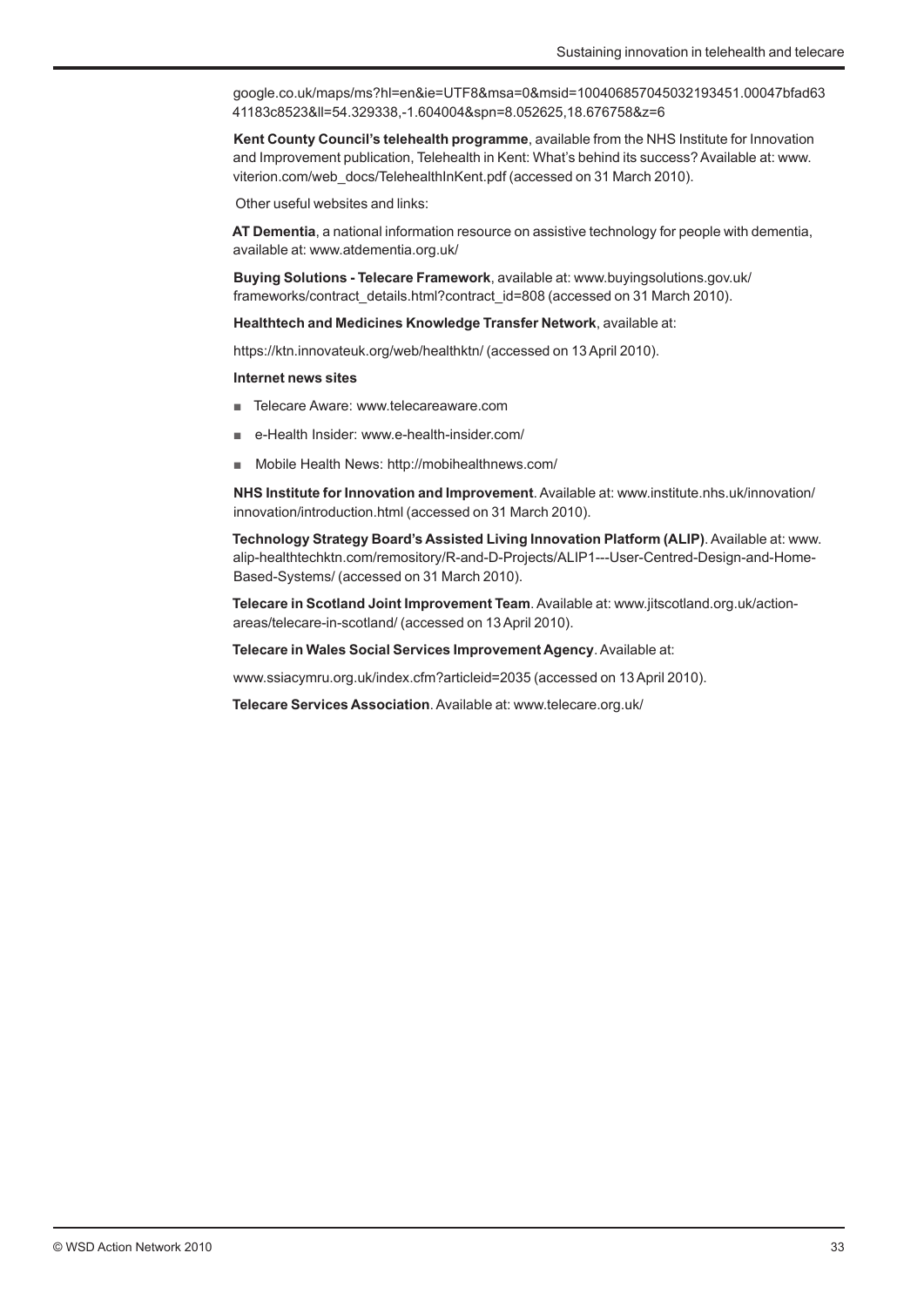google.co.uk/maps/ms?hl=en&ie=UTF8&msa=0&msid=100406857045032193451.00047bfad63
41183c8523&ll=54.329338,-1.604004&spn=8.052625,18.676758&z=6

**Kent County Council's telehealth programme**, available from the NHS Institute for Innovation and Improvement publication, Telehealth in Kent: What's behind its success? Available at: www.viterion.com/web_docs/TelehealthInKent.pdf (accessed on 31 March 2010).

Other useful websites and links:

**AT Dementia**, a national information resource on assistive technology for people with dementia, available at: www.atdementia.org.uk/

**Buying Solutions - Telecare Framework**, available at: www.buyingsolutions.gov.uk/frameworks/contract_details.html?contract_id=808 (accessed on 31 March 2010).

**Healthtech and Medicines Knowledge Transfer Network**, available at:

https://ktn.innovateuk.org/web/healthktn/ (accessed on 13 April 2010).

**Internet news sites**

- Telecare Aware: www.telecareaware.com
- e-Health Insider: www.e-health-insider.com/
- Mobile Health News: http://mobihealthnews.com/

**NHS Institute for Innovation and Improvement**. Available at: www.institute.nhs.uk/innovation/innovation/introduction.html (accessed on 31 March 2010).

**Technology Strategy Board's Assisted Living Innovation Platform (ALIP)**. Available at: www.alip-healthtechktn.com/remository/R-and-D-Projects/ALIP1---User-Centred-Design-and-Home-Based-Systems/ (accessed on 31 March 2010).

**Telecare in Scotland Joint Improvement Team**. Available at: www.jitscotland.org.uk/action-areas/telecare-in-scotland/ (accessed on 13 April 2010).

**Telecare in Wales Social Services Improvement Agency**. Available at:

www.ssiacymru.org.uk/index.cfm?articleid=2035 (accessed on 13 April 2010).

**Telecare Services Association**. Available at: www.telecare.org.uk/